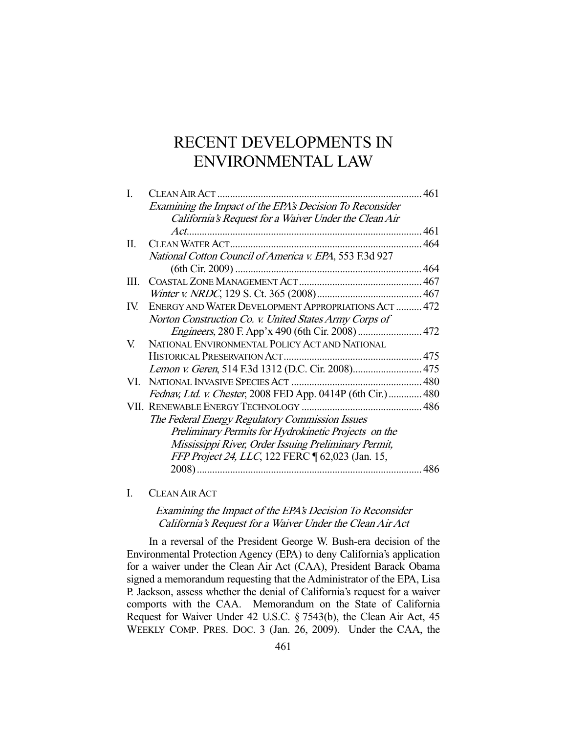# RECENT DEVELOPMENTS IN ENVIRONMENTAL LAW

| | | |
|---|---|---|
| I. | CLEAN AIR ACT | 461 |
| | *Examining the Impact of the EPA's Decision To Reconsider California's Request for a Waiver Under the Clean Air Act* | 461 |
| II. | CLEAN WATER ACT | 464 |
| | *National Cotton Council of America v. EPA*, 553 F.3d 927 (6th Cir. 2009) | 464 |
| III. | COASTAL ZONE MANAGEMENT ACT | 467 |
| | *Winter v. NRDC*, 129 S. Ct. 365 (2008) | 467 |
| IV. | ENERGY AND WATER DEVELOPMENT APPROPRIATIONS ACT | 472 |
| | *Norton Construction Co. v. United States Army Corps of Engineers*, 280 F. App'x 490 (6th Cir. 2008) | 472 |
| V. | NATIONAL ENVIRONMENTAL POLICY ACT AND NATIONAL HISTORICAL PRESERVATION ACT | 475 |
| | *Lemon v. Geren*, 514 F.3d 1312 (D.C. Cir. 2008) | 475 |
| VI. | NATIONAL INVASIVE SPECIES ACT | 480 |
| | *Fednav, Ltd. v. Chester*, 2008 FED App. 0414P (6th Cir.) | 480 |
| VII. | RENEWABLE ENERGY TECHNOLOGY | 486 |
| | *The Federal Energy Regulatory Commission Issues Preliminary Permits for Hydrokinetic Projects on the Mississippi River, Order Issuing Preliminary Permit, FFP Project 24, LLC*, 122 FERC ¶ 62,023 (Jan. 15, 2008) | 486 |

## I. CLEAN AIR ACT

### *Examining the Impact of the EPA's Decision To Reconsider California's Request for a Waiver Under the Clean Air Act*

In a reversal of the President George W. Bush-era decision of the Environmental Protection Agency (EPA) to deny California's application for a waiver under the Clean Air Act (CAA), President Barack Obama signed a memorandum requesting that the Administrator of the EPA, Lisa P. Jackson, assess whether the denial of California's request for a waiver comports with the CAA. Memorandum on the State of California Request for Waiver Under 42 U.S.C. § 7543(b), the Clean Air Act, 45 WEEKLY COMP. PRES. DOC. 3 (Jan. 26, 2009). Under the CAA, the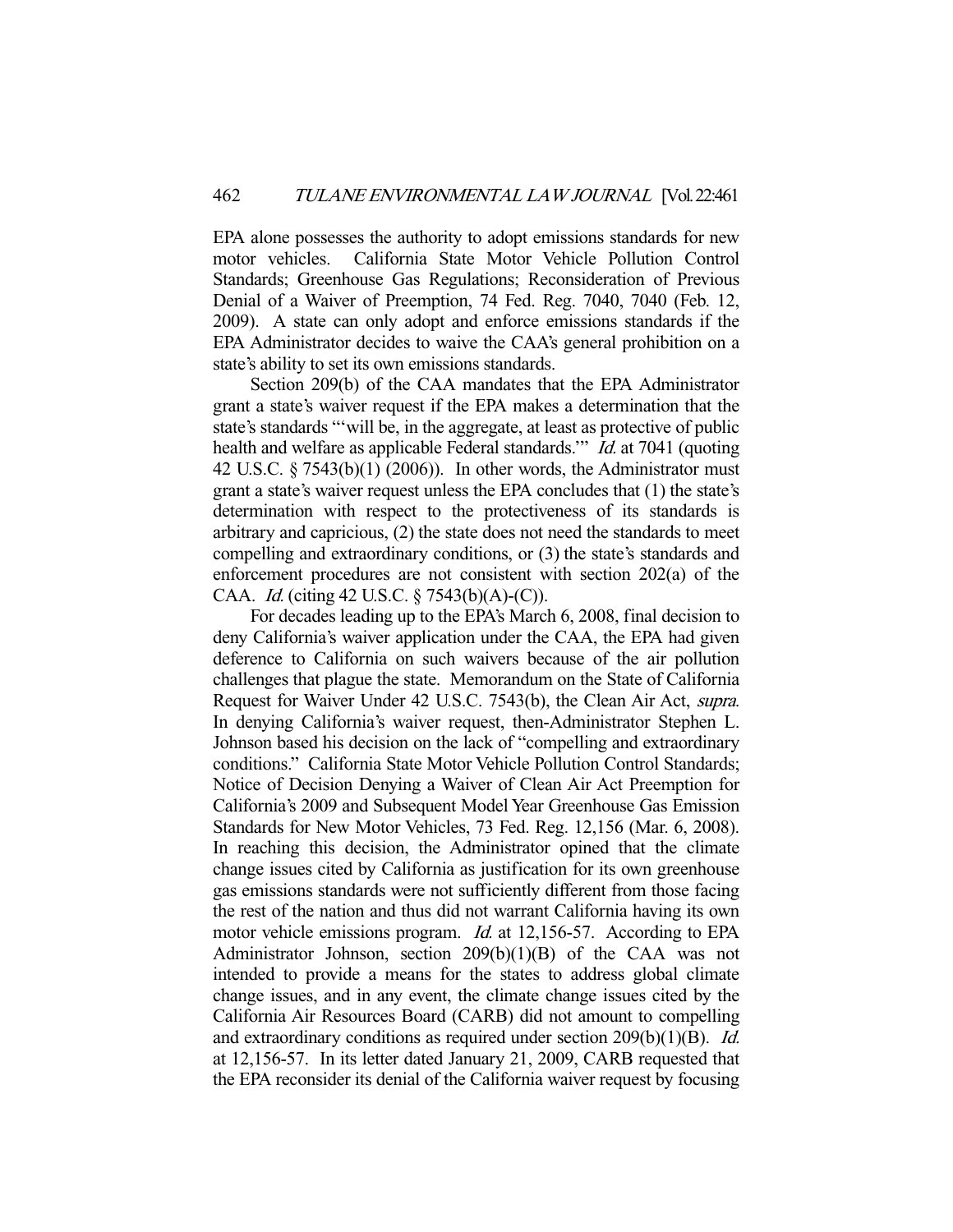EPA alone possesses the authority to adopt emissions standards for new motor vehicles. California State Motor Vehicle Pollution Control Standards; Greenhouse Gas Regulations; Reconsideration of Previous Denial of a Waiver of Preemption, 74 Fed. Reg. 7040, 7040 (Feb. 12, 2009). A state can only adopt and enforce emissions standards if the EPA Administrator decides to waive the CAA's general prohibition on a state's ability to set its own emissions standards.

Section 209(b) of the CAA mandates that the EPA Administrator grant a state's waiver request if the EPA makes a determination that the state's standards "'will be, in the aggregate, at least as protective of public health and welfare as applicable Federal standards.'" *Id.* at 7041 (quoting 42 U.S.C. § 7543(b)(1) (2006)). In other words, the Administrator must grant a state's waiver request unless the EPA concludes that (1) the state's determination with respect to the protectiveness of its standards is arbitrary and capricious, (2) the state does not need the standards to meet compelling and extraordinary conditions, or (3) the state's standards and enforcement procedures are not consistent with section 202(a) of the CAA. *Id.* (citing 42 U.S.C. § 7543(b)(A)-(C)).

For decades leading up to the EPA's March 6, 2008, final decision to deny California's waiver application under the CAA, the EPA had given deference to California on such waivers because of the air pollution challenges that plague the state. Memorandum on the State of California Request for Waiver Under 42 U.S.C. 7543(b), the Clean Air Act, *supra*. In denying California's waiver request, then-Administrator Stephen L. Johnson based his decision on the lack of "compelling and extraordinary conditions." California State Motor Vehicle Pollution Control Standards; Notice of Decision Denying a Waiver of Clean Air Act Preemption for California's 2009 and Subsequent Model Year Greenhouse Gas Emission Standards for New Motor Vehicles, 73 Fed. Reg. 12,156 (Mar. 6, 2008). In reaching this decision, the Administrator opined that the climate change issues cited by California as justification for its own greenhouse gas emissions standards were not sufficiently different from those facing the rest of the nation and thus did not warrant California having its own motor vehicle emissions program. *Id.* at 12,156-57. According to EPA Administrator Johnson, section 209(b)(1)(B) of the CAA was not intended to provide a means for the states to address global climate change issues, and in any event, the climate change issues cited by the California Air Resources Board (CARB) did not amount to compelling and extraordinary conditions as required under section 209(b)(1)(B). *Id.* at 12,156-57. In its letter dated January 21, 2009, CARB requested that the EPA reconsider its denial of the California waiver request by focusing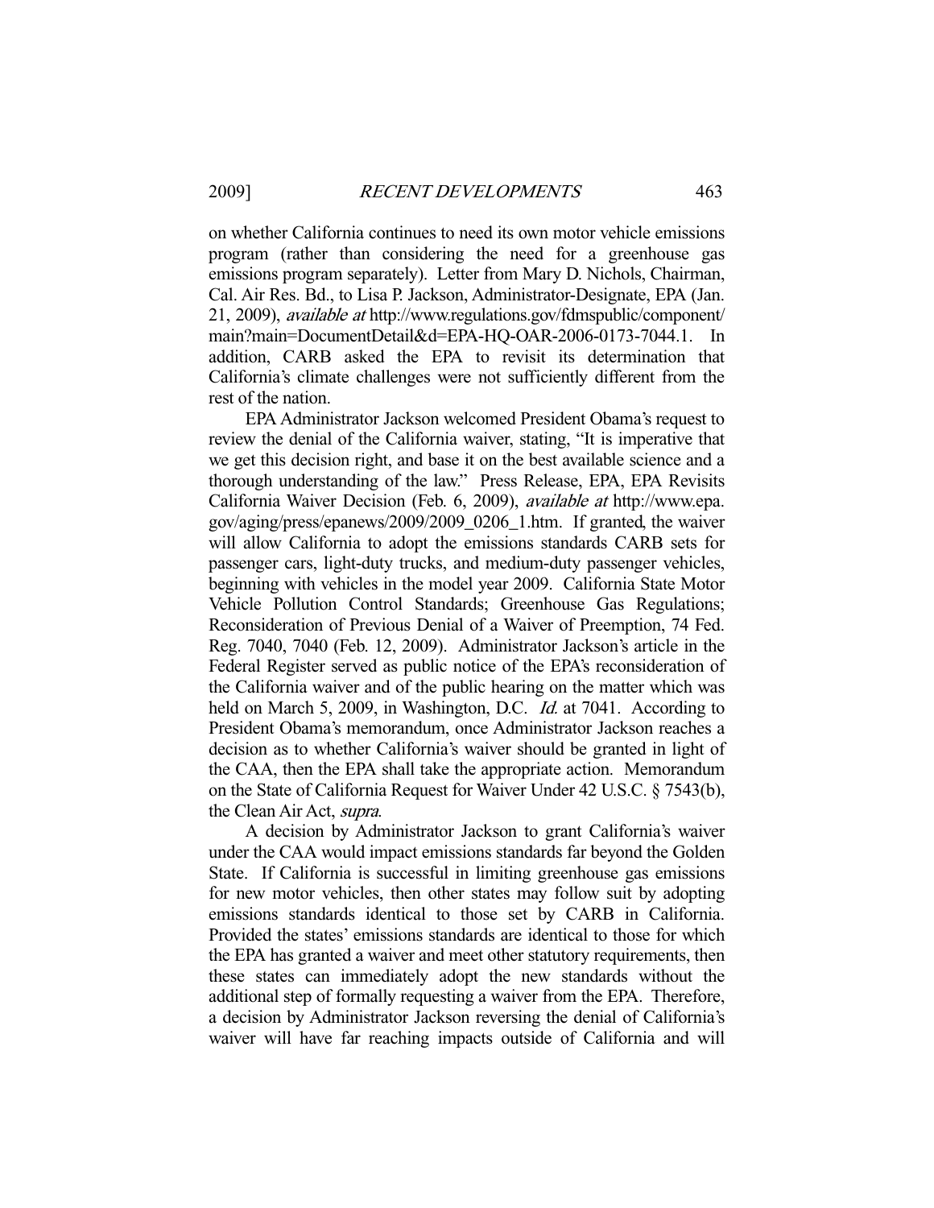on whether California continues to need its own motor vehicle emissions program (rather than considering the need for a greenhouse gas emissions program separately). Letter from Mary D. Nichols, Chairman, Cal. Air Res. Bd., to Lisa P. Jackson, Administrator-Designate, EPA (Jan. 21, 2009), *available at* http://www.regulations.gov/fdmspublic/component/main?main=DocumentDetail&d=EPA-HQ-OAR-2006-0173-7044.1. In addition, CARB asked the EPA to revisit its determination that California's climate challenges were not sufficiently different from the rest of the nation.

EPA Administrator Jackson welcomed President Obama's request to review the denial of the California waiver, stating, "It is imperative that we get this decision right, and base it on the best available science and a thorough understanding of the law." Press Release, EPA, EPA Revisits California Waiver Decision (Feb. 6, 2009), *available at* http://www.epa.gov/aging/press/epanews/2009/2009_0206_1.htm. If granted, the waiver will allow California to adopt the emissions standards CARB sets for passenger cars, light-duty trucks, and medium-duty passenger vehicles, beginning with vehicles in the model year 2009. California State Motor Vehicle Pollution Control Standards; Greenhouse Gas Regulations; Reconsideration of Previous Denial of a Waiver of Preemption, 74 Fed. Reg. 7040, 7040 (Feb. 12, 2009). Administrator Jackson's article in the Federal Register served as public notice of the EPA's reconsideration of the California waiver and of the public hearing on the matter which was held on March 5, 2009, in Washington, D.C. *Id.* at 7041. According to President Obama's memorandum, once Administrator Jackson reaches a decision as to whether California's waiver should be granted in light of the CAA, then the EPA shall take the appropriate action. Memorandum on the State of California Request for Waiver Under 42 U.S.C. § 7543(b), the Clean Air Act, *supra*.

A decision by Administrator Jackson to grant California's waiver under the CAA would impact emissions standards far beyond the Golden State. If California is successful in limiting greenhouse gas emissions for new motor vehicles, then other states may follow suit by adopting emissions standards identical to those set by CARB in California. Provided the states' emissions standards are identical to those for which the EPA has granted a waiver and meet other statutory requirements, then these states can immediately adopt the new standards without the additional step of formally requesting a waiver from the EPA. Therefore, a decision by Administrator Jackson reversing the denial of California's waiver will have far reaching impacts outside of California and will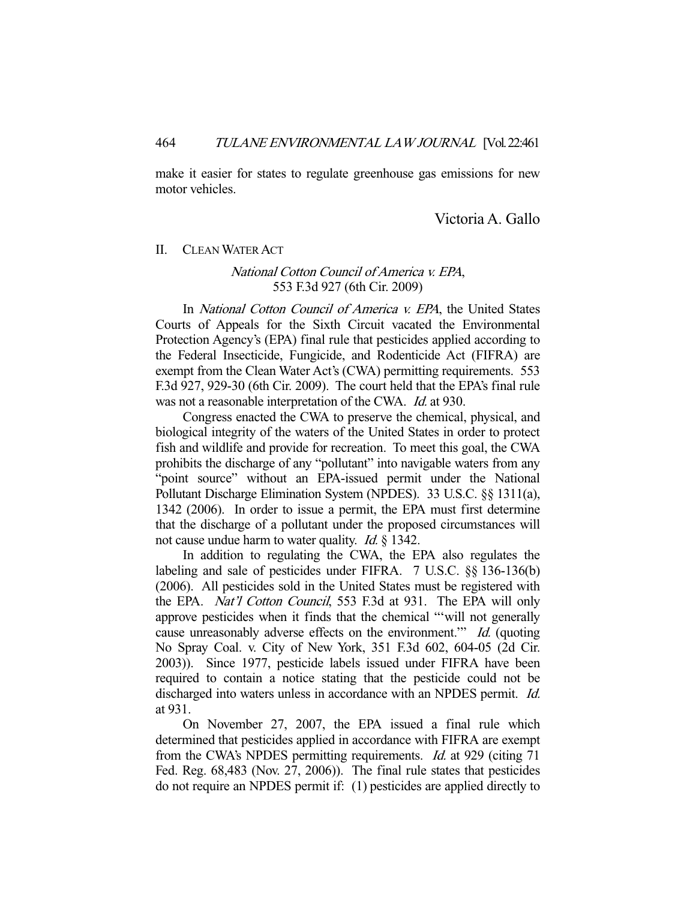make it easier for states to regulate greenhouse gas emissions for new motor vehicles.

Victoria A. Gallo

## II. CLEAN WATER ACT

### *National Cotton Council of America v. EPA*, 553 F.3d 927 (6th Cir. 2009)

In *National Cotton Council of America v. EPA*, the United States Courts of Appeals for the Sixth Circuit vacated the Environmental Protection Agency's (EPA) final rule that pesticides applied according to the Federal Insecticide, Fungicide, and Rodenticide Act (FIFRA) are exempt from the Clean Water Act's (CWA) permitting requirements. 553 F.3d 927, 929-30 (6th Cir. 2009). The court held that the EPA's final rule was not a reasonable interpretation of the CWA. *Id.* at 930.

Congress enacted the CWA to preserve the chemical, physical, and biological integrity of the waters of the United States in order to protect fish and wildlife and provide for recreation. To meet this goal, the CWA prohibits the discharge of any "pollutant" into navigable waters from any "point source" without an EPA-issued permit under the National Pollutant Discharge Elimination System (NPDES). 33 U.S.C. §§ 1311(a), 1342 (2006). In order to issue a permit, the EPA must first determine that the discharge of a pollutant under the proposed circumstances will not cause undue harm to water quality. *Id.* § 1342.

In addition to regulating the CWA, the EPA also regulates the labeling and sale of pesticides under FIFRA. 7 U.S.C. §§ 136-136(b) (2006). All pesticides sold in the United States must be registered with the EPA. *Nat'l Cotton Council*, 553 F.3d at 931. The EPA will only approve pesticides when it finds that the chemical "'will not generally cause unreasonably adverse effects on the environment.'" *Id.* (quoting No Spray Coal. v. City of New York, 351 F.3d 602, 604-05 (2d Cir. 2003)). Since 1977, pesticide labels issued under FIFRA have been required to contain a notice stating that the pesticide could not be discharged into waters unless in accordance with an NPDES permit. *Id.* at 931.

On November 27, 2007, the EPA issued a final rule which determined that pesticides applied in accordance with FIFRA are exempt from the CWA's NPDES permitting requirements. *Id.* at 929 (citing 71 Fed. Reg. 68,483 (Nov. 27, 2006)). The final rule states that pesticides do not require an NPDES permit if: (1) pesticides are applied directly to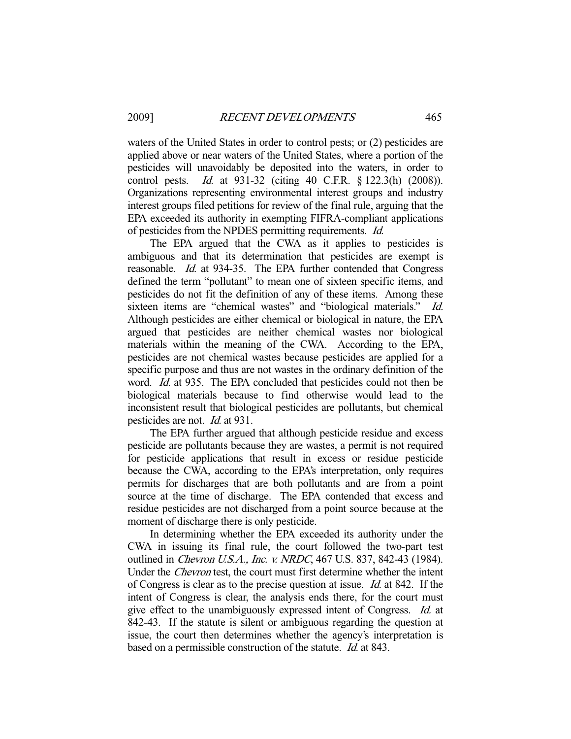waters of the United States in order to control pests; or (2) pesticides are applied above or near waters of the United States, where a portion of the pesticides will unavoidably be deposited into the waters, in order to control pests. *Id.* at 931-32 (citing 40 C.F.R. § 122.3(h) (2008)). Organizations representing environmental interest groups and industry interest groups filed petitions for review of the final rule, arguing that the EPA exceeded its authority in exempting FIFRA-compliant applications of pesticides from the NPDES permitting requirements. *Id.*

The EPA argued that the CWA as it applies to pesticides is ambiguous and that its determination that pesticides are exempt is reasonable. *Id.* at 934-35. The EPA further contended that Congress defined the term "pollutant" to mean one of sixteen specific items, and pesticides do not fit the definition of any of these items. Among these sixteen items are "chemical wastes" and "biological materials." *Id.* Although pesticides are either chemical or biological in nature, the EPA argued that pesticides are neither chemical wastes nor biological materials within the meaning of the CWA. According to the EPA, pesticides are not chemical wastes because pesticides are applied for a specific purpose and thus are not wastes in the ordinary definition of the word. *Id.* at 935. The EPA concluded that pesticides could not then be biological materials because to find otherwise would lead to the inconsistent result that biological pesticides are pollutants, but chemical pesticides are not. *Id.* at 931.

The EPA further argued that although pesticide residue and excess pesticide are pollutants because they are wastes, a permit is not required for pesticide applications that result in excess or residue pesticide because the CWA, according to the EPA's interpretation, only requires permits for discharges that are both pollutants and are from a point source at the time of discharge. The EPA contended that excess and residue pesticides are not discharged from a point source because at the moment of discharge there is only pesticide.

In determining whether the EPA exceeded its authority under the CWA in issuing its final rule, the court followed the two-part test outlined in *Chevron U.S.A., Inc. v. NRDC*, 467 U.S. 837, 842-43 (1984). Under the *Chevron* test, the court must first determine whether the intent of Congress is clear as to the precise question at issue. *Id.* at 842. If the intent of Congress is clear, the analysis ends there, for the court must give effect to the unambiguously expressed intent of Congress. *Id.* at 842-43. If the statute is silent or ambiguous regarding the question at issue, the court then determines whether the agency's interpretation is based on a permissible construction of the statute. *Id.* at 843.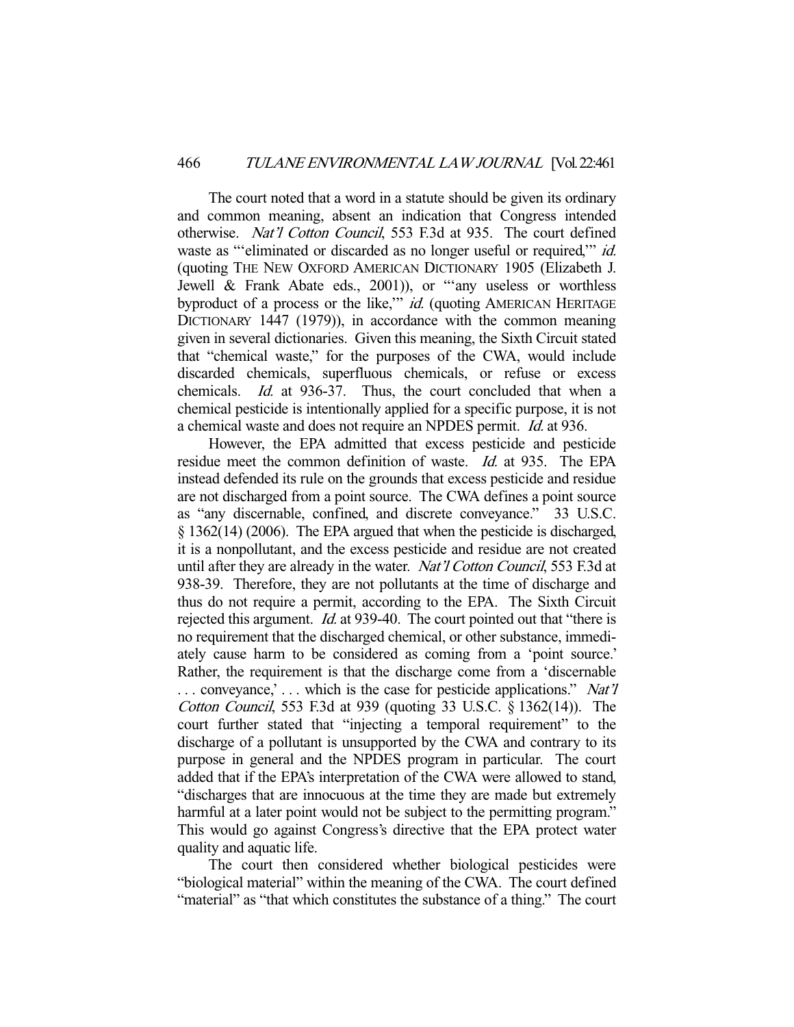The court noted that a word in a statute should be given its ordinary and common meaning, absent an indication that Congress intended otherwise. *Nat'l Cotton Council*, 553 F.3d at 935. The court defined waste as "'eliminated or discarded as no longer useful or required,'" *id.* (quoting THE NEW OXFORD AMERICAN DICTIONARY 1905 (Elizabeth J. Jewell & Frank Abate eds., 2001)), or "'any useless or worthless byproduct of a process or the like,'" *id.* (quoting AMERICAN HERITAGE DICTIONARY 1447 (1979)), in accordance with the common meaning given in several dictionaries. Given this meaning, the Sixth Circuit stated that "chemical waste," for the purposes of the CWA, would include discarded chemicals, superfluous chemicals, or refuse or excess chemicals. *Id.* at 936-37. Thus, the court concluded that when a chemical pesticide is intentionally applied for a specific purpose, it is not a chemical waste and does not require an NPDES permit. *Id.* at 936.

However, the EPA admitted that excess pesticide and pesticide residue meet the common definition of waste. *Id.* at 935. The EPA instead defended its rule on the grounds that excess pesticide and residue are not discharged from a point source. The CWA defines a point source as "any discernable, confined, and discrete conveyance." 33 U.S.C. § 1362(14) (2006). The EPA argued that when the pesticide is discharged, it is a nonpollutant, and the excess pesticide and residue are not created until after they are already in the water. *Nat'l Cotton Council*, 553 F.3d at 938-39. Therefore, they are not pollutants at the time of discharge and thus do not require a permit, according to the EPA. The Sixth Circuit rejected this argument. *Id.* at 939-40. The court pointed out that "there is no requirement that the discharged chemical, or other substance, immediately cause harm to be considered as coming from a 'point source.' Rather, the requirement is that the discharge come from a 'discernable . . . conveyance,' . . . which is the case for pesticide applications." *Nat'l Cotton Council*, 553 F.3d at 939 (quoting 33 U.S.C. § 1362(14)). The court further stated that "injecting a temporal requirement" to the discharge of a pollutant is unsupported by the CWA and contrary to its purpose in general and the NPDES program in particular. The court added that if the EPA's interpretation of the CWA were allowed to stand, "discharges that are innocuous at the time they are made but extremely harmful at a later point would not be subject to the permitting program." This would go against Congress's directive that the EPA protect water quality and aquatic life.

The court then considered whether biological pesticides were "biological material" within the meaning of the CWA. The court defined "material" as "that which constitutes the substance of a thing." The court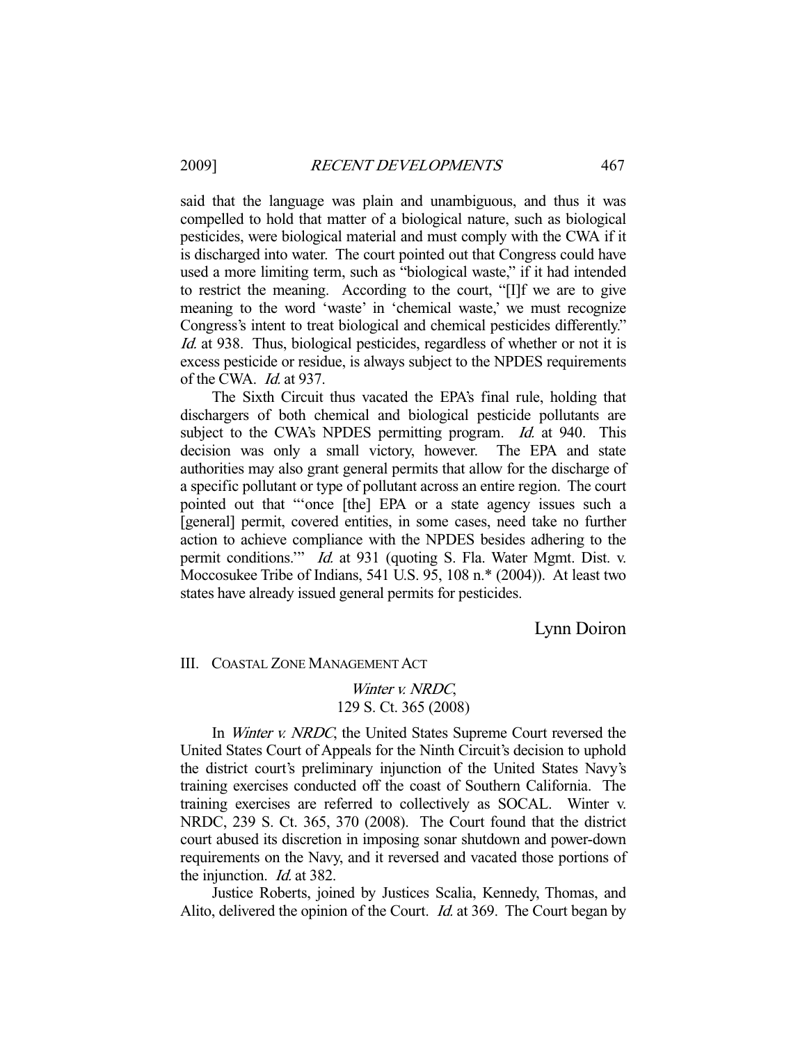said that the language was plain and unambiguous, and thus it was compelled to hold that matter of a biological nature, such as biological pesticides, were biological material and must comply with the CWA if it is discharged into water. The court pointed out that Congress could have used a more limiting term, such as "biological waste," if it had intended to restrict the meaning. According to the court, "[I]f we are to give meaning to the word 'waste' in 'chemical waste,' we must recognize Congress's intent to treat biological and chemical pesticides differently." *Id.* at 938. Thus, biological pesticides, regardless of whether or not it is excess pesticide or residue, is always subject to the NPDES requirements of the CWA. *Id.* at 937.

The Sixth Circuit thus vacated the EPA's final rule, holding that dischargers of both chemical and biological pesticide pollutants are subject to the CWA's NPDES permitting program. *Id.* at 940. This decision was only a small victory, however. The EPA and state authorities may also grant general permits that allow for the discharge of a specific pollutant or type of pollutant across an entire region. The court pointed out that "'once [the] EPA or a state agency issues such a [general] permit, covered entities, in some cases, need take no further action to achieve compliance with the NPDES besides adhering to the permit conditions.'" *Id.* at 931 (quoting S. Fla. Water Mgmt. Dist. v. Moccosukee Tribe of Indians, 541 U.S. 95, 108 n.* (2004)). At least two states have already issued general permits for pesticides.

Lynn Doiron

## III. Coastal Zone Management Act

### *Winter v. NRDC*, 129 S. Ct. 365 (2008)

In *Winter v. NRDC*, the United States Supreme Court reversed the United States Court of Appeals for the Ninth Circuit's decision to uphold the district court's preliminary injunction of the United States Navy's training exercises conducted off the coast of Southern California. The training exercises are referred to collectively as SOCAL. Winter v. NRDC, 239 S. Ct. 365, 370 (2008). The Court found that the district court abused its discretion in imposing sonar shutdown and power-down requirements on the Navy, and it reversed and vacated those portions of the injunction. *Id.* at 382.

Justice Roberts, joined by Justices Scalia, Kennedy, Thomas, and Alito, delivered the opinion of the Court. *Id.* at 369. The Court began by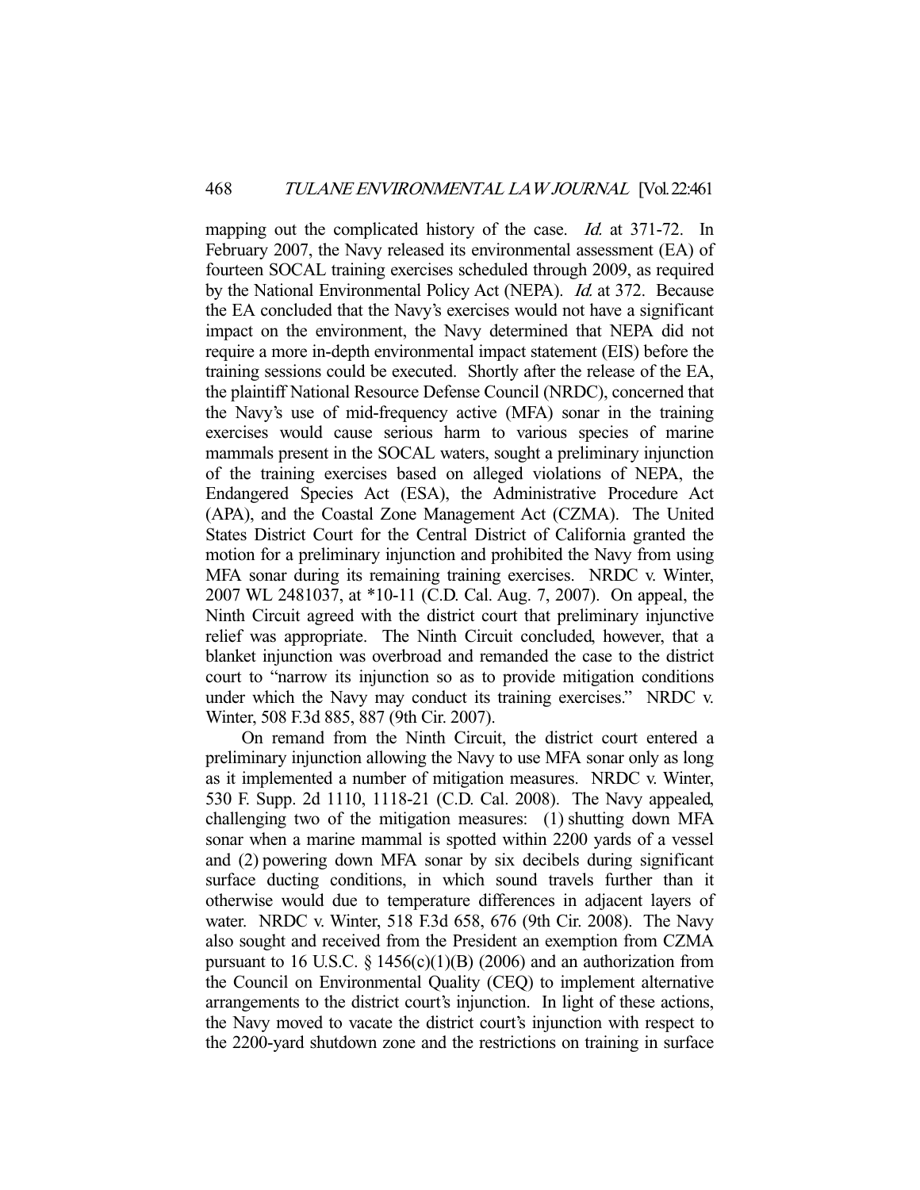mapping out the complicated history of the case. *Id.* at 371-72. In February 2007, the Navy released its environmental assessment (EA) of fourteen SOCAL training exercises scheduled through 2009, as required by the National Environmental Policy Act (NEPA). *Id.* at 372. Because the EA concluded that the Navy's exercises would not have a significant impact on the environment, the Navy determined that NEPA did not require a more in-depth environmental impact statement (EIS) before the training sessions could be executed. Shortly after the release of the EA, the plaintiff National Resource Defense Council (NRDC), concerned that the Navy's use of mid-frequency active (MFA) sonar in the training exercises would cause serious harm to various species of marine mammals present in the SOCAL waters, sought a preliminary injunction of the training exercises based on alleged violations of NEPA, the Endangered Species Act (ESA), the Administrative Procedure Act (APA), and the Coastal Zone Management Act (CZMA). The United States District Court for the Central District of California granted the motion for a preliminary injunction and prohibited the Navy from using MFA sonar during its remaining training exercises. NRDC v. Winter, 2007 WL 2481037, at *10-11 (C.D. Cal. Aug. 7, 2007). On appeal, the Ninth Circuit agreed with the district court that preliminary injunctive relief was appropriate. The Ninth Circuit concluded, however, that a blanket injunction was overbroad and remanded the case to the district court to "narrow its injunction so as to provide mitigation conditions under which the Navy may conduct its training exercises." NRDC v. Winter, 508 F.3d 885, 887 (9th Cir. 2007).

On remand from the Ninth Circuit, the district court entered a preliminary injunction allowing the Navy to use MFA sonar only as long as it implemented a number of mitigation measures. NRDC v. Winter, 530 F. Supp. 2d 1110, 1118-21 (C.D. Cal. 2008). The Navy appealed, challenging two of the mitigation measures: (1) shutting down MFA sonar when a marine mammal is spotted within 2200 yards of a vessel and (2) powering down MFA sonar by six decibels during significant surface ducting conditions, in which sound travels further than it otherwise would due to temperature differences in adjacent layers of water. NRDC v. Winter, 518 F.3d 658, 676 (9th Cir. 2008). The Navy also sought and received from the President an exemption from CZMA pursuant to 16 U.S.C. § 1456(c)(1)(B) (2006) and an authorization from the Council on Environmental Quality (CEQ) to implement alternative arrangements to the district court's injunction. In light of these actions, the Navy moved to vacate the district court's injunction with respect to the 2200-yard shutdown zone and the restrictions on training in surface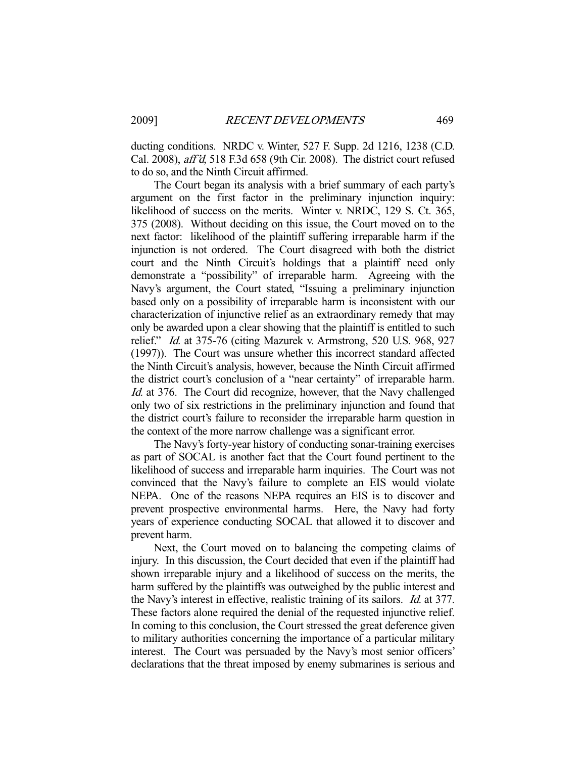ducting conditions. NRDC v. Winter, 527 F. Supp. 2d 1216, 1238 (C.D. Cal. 2008), *aff'd*, 518 F.3d 658 (9th Cir. 2008). The district court refused to do so, and the Ninth Circuit affirmed.

The Court began its analysis with a brief summary of each party's argument on the first factor in the preliminary injunction inquiry: likelihood of success on the merits. Winter v. NRDC, 129 S. Ct. 365, 375 (2008). Without deciding on this issue, the Court moved on to the next factor: likelihood of the plaintiff suffering irreparable harm if the injunction is not ordered. The Court disagreed with both the district court and the Ninth Circuit's holdings that a plaintiff need only demonstrate a "possibility" of irreparable harm. Agreeing with the Navy's argument, the Court stated, "Issuing a preliminary injunction based only on a possibility of irreparable harm is inconsistent with our characterization of injunctive relief as an extraordinary remedy that may only be awarded upon a clear showing that the plaintiff is entitled to such relief." *Id.* at 375-76 (citing Mazurek v. Armstrong, 520 U.S. 968, 927 (1997)). The Court was unsure whether this incorrect standard affected the Ninth Circuit's analysis, however, because the Ninth Circuit affirmed the district court's conclusion of a "near certainty" of irreparable harm. *Id.* at 376. The Court did recognize, however, that the Navy challenged only two of six restrictions in the preliminary injunction and found that the district court's failure to reconsider the irreparable harm question in the context of the more narrow challenge was a significant error.

The Navy's forty-year history of conducting sonar-training exercises as part of SOCAL is another fact that the Court found pertinent to the likelihood of success and irreparable harm inquiries. The Court was not convinced that the Navy's failure to complete an EIS would violate NEPA. One of the reasons NEPA requires an EIS is to discover and prevent prospective environmental harms. Here, the Navy had forty years of experience conducting SOCAL that allowed it to discover and prevent harm.

Next, the Court moved on to balancing the competing claims of injury. In this discussion, the Court decided that even if the plaintiff had shown irreparable injury and a likelihood of success on the merits, the harm suffered by the plaintiffs was outweighed by the public interest and the Navy's interest in effective, realistic training of its sailors. *Id.* at 377. These factors alone required the denial of the requested injunctive relief. In coming to this conclusion, the Court stressed the great deference given to military authorities concerning the importance of a particular military interest. The Court was persuaded by the Navy's most senior officers' declarations that the threat imposed by enemy submarines is serious and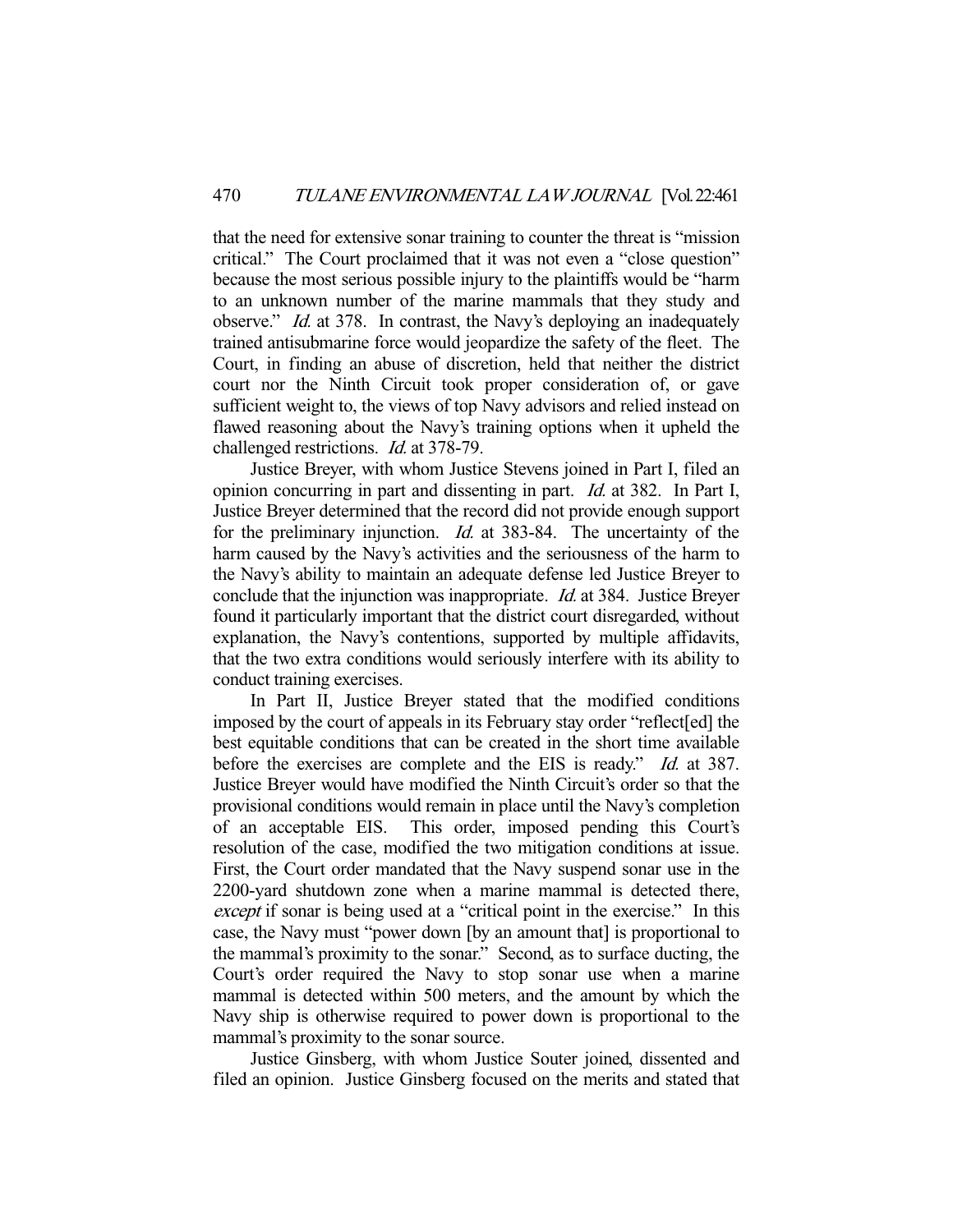that the need for extensive sonar training to counter the threat is "mission critical." The Court proclaimed that it was not even a "close question" because the most serious possible injury to the plaintiffs would be "harm to an unknown number of the marine mammals that they study and observe." *Id.* at 378. In contrast, the Navy's deploying an inadequately trained antisubmarine force would jeopardize the safety of the fleet. The Court, in finding an abuse of discretion, held that neither the district court nor the Ninth Circuit took proper consideration of, or gave sufficient weight to, the views of top Navy advisors and relied instead on flawed reasoning about the Navy's training options when it upheld the challenged restrictions. *Id.* at 378-79.

Justice Breyer, with whom Justice Stevens joined in Part I, filed an opinion concurring in part and dissenting in part. *Id.* at 382. In Part I, Justice Breyer determined that the record did not provide enough support for the preliminary injunction. *Id.* at 383-84. The uncertainty of the harm caused by the Navy's activities and the seriousness of the harm to the Navy's ability to maintain an adequate defense led Justice Breyer to conclude that the injunction was inappropriate. *Id.* at 384. Justice Breyer found it particularly important that the district court disregarded, without explanation, the Navy's contentions, supported by multiple affidavits, that the two extra conditions would seriously interfere with its ability to conduct training exercises.

In Part II, Justice Breyer stated that the modified conditions imposed by the court of appeals in its February stay order "reflect[ed] the best equitable conditions that can be created in the short time available before the exercises are complete and the EIS is ready." *Id.* at 387. Justice Breyer would have modified the Ninth Circuit's order so that the provisional conditions would remain in place until the Navy's completion of an acceptable EIS. This order, imposed pending this Court's resolution of the case, modified the two mitigation conditions at issue. First, the Court order mandated that the Navy suspend sonar use in the 2200-yard shutdown zone when a marine mammal is detected there, *except* if sonar is being used at a "critical point in the exercise." In this case, the Navy must "power down [by an amount that] is proportional to the mammal's proximity to the sonar." Second, as to surface ducting, the Court's order required the Navy to stop sonar use when a marine mammal is detected within 500 meters, and the amount by which the Navy ship is otherwise required to power down is proportional to the mammal's proximity to the sonar source.

Justice Ginsberg, with whom Justice Souter joined, dissented and filed an opinion. Justice Ginsberg focused on the merits and stated that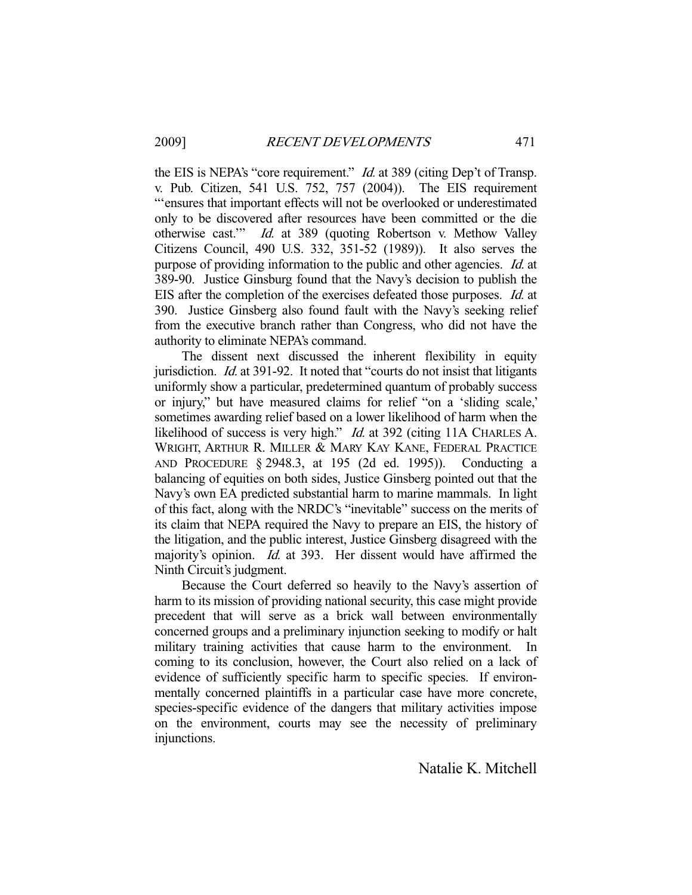the EIS is NEPA's "core requirement." *Id.* at 389 (citing Dep't of Transp. v. Pub. Citizen, 541 U.S. 752, 757 (2004)). The EIS requirement "'ensures that important effects will not be overlooked or underestimated only to be discovered after resources have been committed or the die otherwise cast.'" *Id.* at 389 (quoting Robertson v. Methow Valley Citizens Council, 490 U.S. 332, 351-52 (1989)). It also serves the purpose of providing information to the public and other agencies. *Id.* at 389-90. Justice Ginsburg found that the Navy's decision to publish the EIS after the completion of the exercises defeated those purposes. *Id.* at 390. Justice Ginsberg also found fault with the Navy's seeking relief from the executive branch rather than Congress, who did not have the authority to eliminate NEPA's command.

The dissent next discussed the inherent flexibility in equity jurisdiction. *Id.* at 391-92. It noted that "courts do not insist that litigants uniformly show a particular, predetermined quantum of probably success or injury," but have measured claims for relief "on a 'sliding scale,' sometimes awarding relief based on a lower likelihood of harm when the likelihood of success is very high." *Id.* at 392 (citing 11A CHARLES A. WRIGHT, ARTHUR R. MILLER & MARY KAY KANE, FEDERAL PRACTICE AND PROCEDURE § 2948.3, at 195 (2d ed. 1995)). Conducting a balancing of equities on both sides, Justice Ginsburg pointed out that the Navy's own EA predicted substantial harm to marine mammals. In light of this fact, along with the NRDC's "inevitable" success on the merits of its claim that NEPA required the Navy to prepare an EIS, the history of the litigation, and the public interest, Justice Ginsburg disagreed with the majority's opinion. *Id.* at 393. Her dissent would have affirmed the Ninth Circuit's judgment.

Because the Court deferred so heavily to the Navy's assertion of harm to its mission of providing national security, this case might provide precedent that will serve as a brick wall between environmentally concerned groups and a preliminary injunction seeking to modify or halt military training activities that cause harm to the environment. In coming to its conclusion, however, the Court also relied on a lack of evidence of sufficiently specific harm to specific species. If environmentally concerned plaintiffs in a particular case have more concrete, species-specific evidence of the dangers that military activities impose on the environment, courts may see the necessity of preliminary injunctions.

Natalie K. Mitchell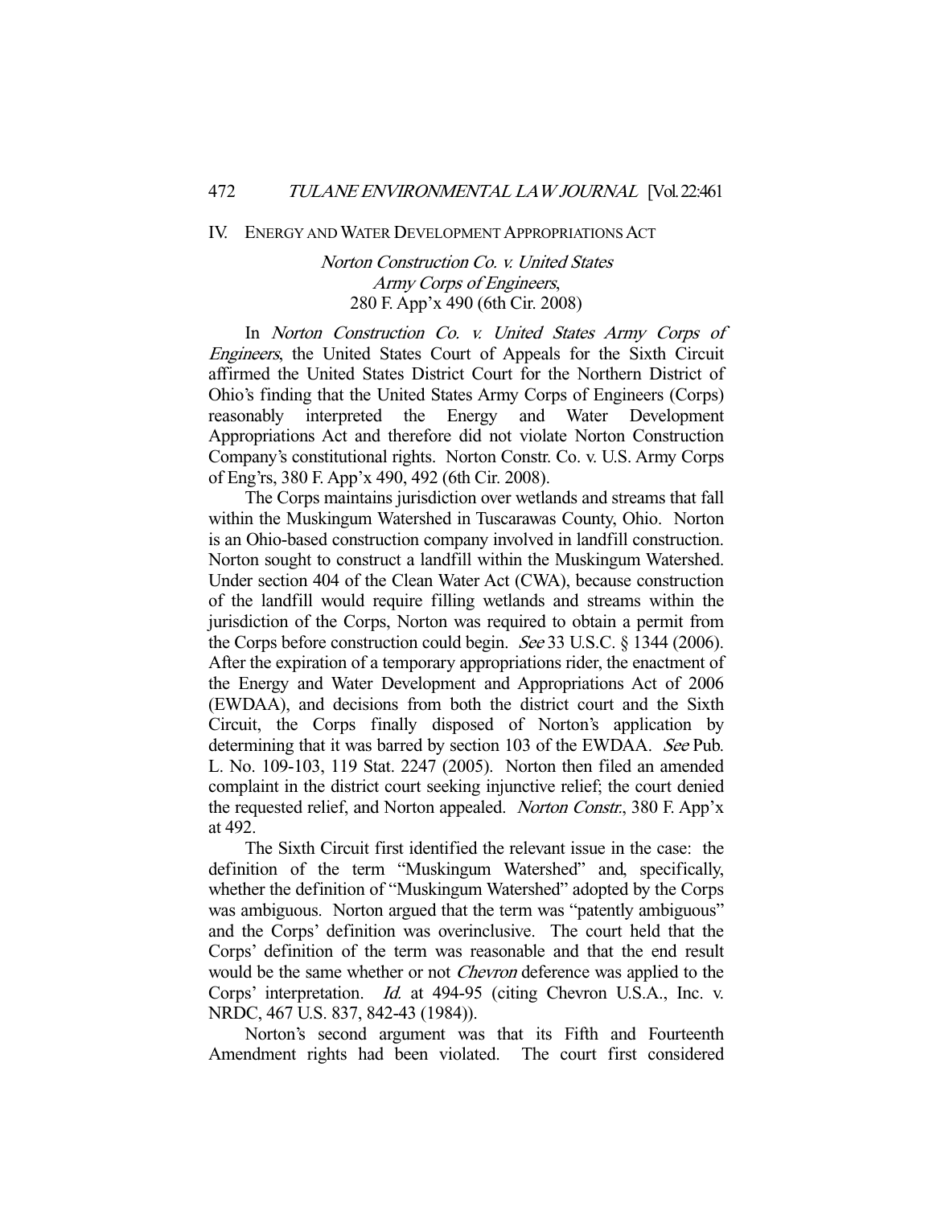## IV. ENERGY AND WATER DEVELOPMENT APPROPRIATIONS ACT

### *Norton Construction Co. v. United States Army Corps of Engineers*, 280 F. App'x 490 (6th Cir. 2008)

In *Norton Construction Co. v. United States Army Corps of Engineers*, the United States Court of Appeals for the Sixth Circuit affirmed the United States District Court for the Northern District of Ohio's finding that the United States Army Corps of Engineers (Corps) reasonably interpreted the Energy and Water Development Appropriations Act and therefore did not violate Norton Construction Company's constitutional rights. Norton Constr. Co. v. U.S. Army Corps of Eng'rs, 380 F. App'x 490, 492 (6th Cir. 2008).

The Corps maintains jurisdiction over wetlands and streams that fall within the Muskingum Watershed in Tuscarawas County, Ohio. Norton is an Ohio-based construction company involved in landfill construction. Norton sought to construct a landfill within the Muskingum Watershed. Under section 404 of the Clean Water Act (CWA), because construction of the landfill would require filling wetlands and streams within the jurisdiction of the Corps, Norton was required to obtain a permit from the Corps before construction could begin. *See* 33 U.S.C. § 1344 (2006). After the expiration of a temporary appropriations rider, the enactment of the Energy and Water Development and Appropriations Act of 2006 (EWDAA), and decisions from both the district court and the Sixth Circuit, the Corps finally disposed of Norton's application by determining that it was barred by section 103 of the EWDAA. *See* Pub. L. No. 109-103, 119 Stat. 2247 (2005). Norton then filed an amended complaint in the district court seeking injunctive relief; the court denied the requested relief, and Norton appealed. *Norton Constr.*, 380 F. App'x at 492.

The Sixth Circuit first identified the relevant issue in the case: the definition of the term "Muskingum Watershed" and, specifically, whether the definition of "Muskingum Watershed" adopted by the Corps was ambiguous. Norton argued that the term was "patently ambiguous" and the Corps' definition was overinclusive. The court held that the Corps' definition of the term was reasonable and that the end result would be the same whether or not *Chevron* deference was applied to the Corps' interpretation. *Id.* at 494-95 (citing Chevron U.S.A., Inc. v. NRDC, 467 U.S. 837, 842-43 (1984)).

Norton's second argument was that its Fifth and Fourteenth Amendment rights had been violated. The court first considered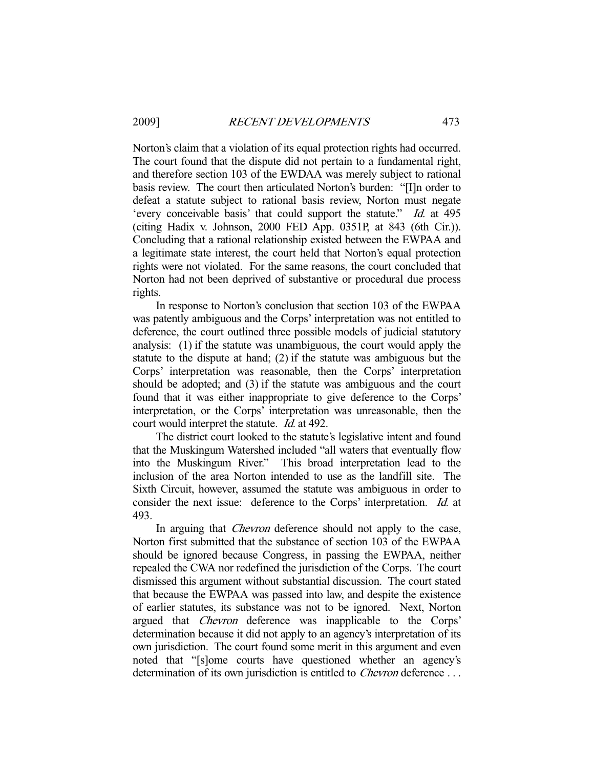Norton's claim that a violation of its equal protection rights had occurred. The court found that the dispute did not pertain to a fundamental right, and therefore section 103 of the EWDAA was merely subject to rational basis review. The court then articulated Norton's burden: "[I]n order to defeat a statute subject to rational basis review, Norton must negate 'every conceivable basis' that could support the statute." *Id.* at 495 (citing Hadix v. Johnson, 2000 FED App. 0351P, at 843 (6th Cir.)). Concluding that a rational relationship existed between the EWPAA and a legitimate state interest, the court held that Norton's equal protection rights were not violated. For the same reasons, the court concluded that Norton had not been deprived of substantive or procedural due process rights.

In response to Norton's conclusion that section 103 of the EWPAA was patently ambiguous and the Corps' interpretation was not entitled to deference, the court outlined three possible models of judicial statutory analysis: (1) if the statute was unambiguous, the court would apply the statute to the dispute at hand; (2) if the statute was ambiguous but the Corps' interpretation was reasonable, then the Corps' interpretation should be adopted; and (3) if the statute was ambiguous and the court found that it was either inappropriate to give deference to the Corps' interpretation, or the Corps' interpretation was unreasonable, then the court would interpret the statute. *Id.* at 492.

The district court looked to the statute's legislative intent and found that the Muskingum Watershed included "all waters that eventually flow into the Muskingum River." This broad interpretation lead to the inclusion of the area Norton intended to use as the landfill site. The Sixth Circuit, however, assumed the statute was ambiguous in order to consider the next issue: deference to the Corps' interpretation. *Id.* at 493.

In arguing that *Chevron* deference should not apply to the case, Norton first submitted that the substance of section 103 of the EWPAA should be ignored because Congress, in passing the EWPAA, neither repealed the CWA nor redefined the jurisdiction of the Corps. The court dismissed this argument without substantial discussion. The court stated that because the EWPAA was passed into law, and despite the existence of earlier statutes, its substance was not to be ignored. Next, Norton argued that *Chevron* deference was inapplicable to the Corps' determination because it did not apply to an agency's interpretation of its own jurisdiction. The court found some merit in this argument and even noted that "[s]ome courts have questioned whether an agency's determination of its own jurisdiction is entitled to *Chevron* deference . . .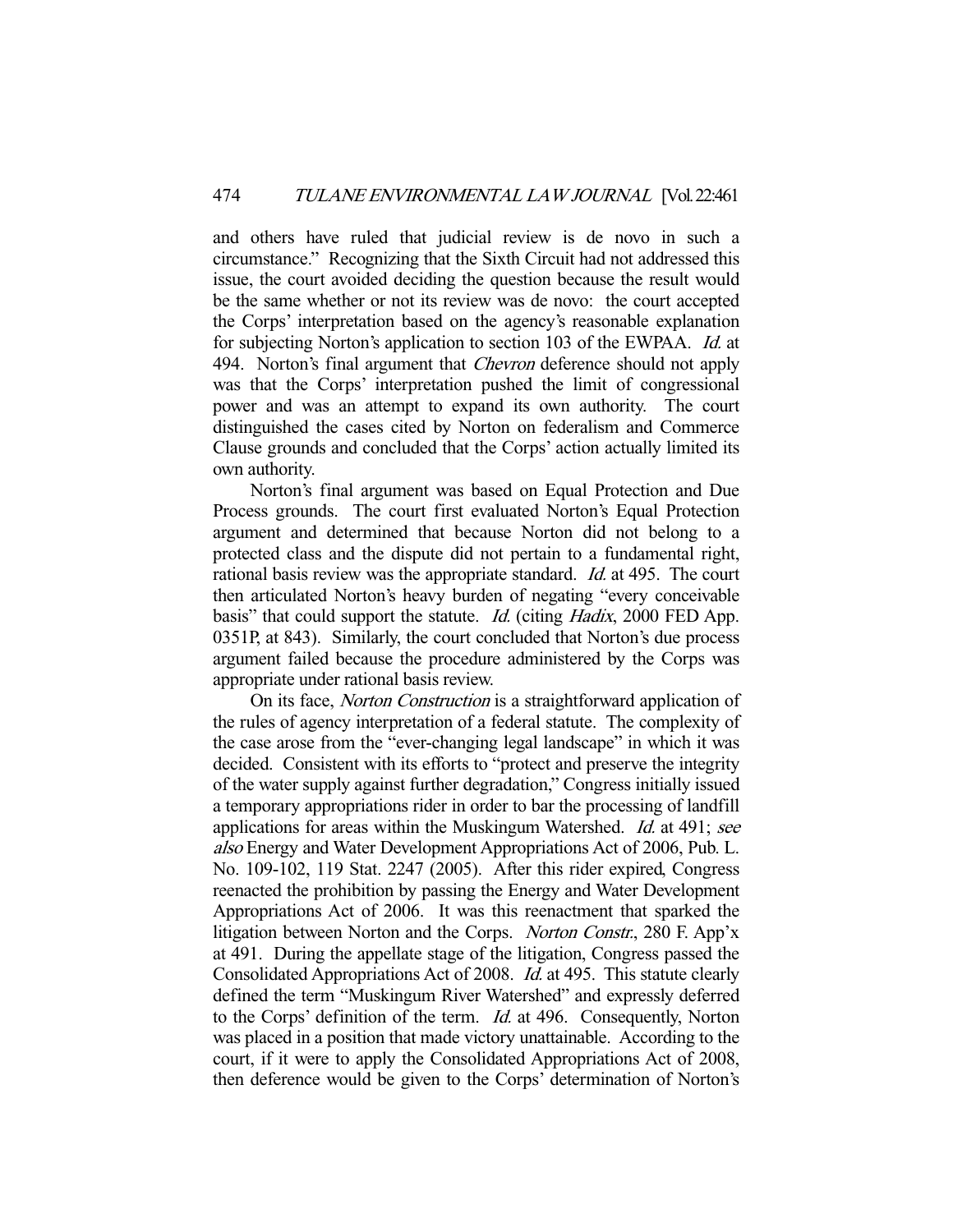and others have ruled that judicial review is de novo in such a circumstance." Recognizing that the Sixth Circuit had not addressed this issue, the court avoided deciding the question because the result would be the same whether or not its review was de novo: the court accepted the Corps' interpretation based on the agency's reasonable explanation for subjecting Norton's application to section 103 of the EWPAA. *Id.* at 494. Norton's final argument that *Chevron* deference should not apply was that the Corps' interpretation pushed the limit of congressional power and was an attempt to expand its own authority. The court distinguished the cases cited by Norton on federalism and Commerce Clause grounds and concluded that the Corps' action actually limited its own authority.

Norton's final argument was based on Equal Protection and Due Process grounds. The court first evaluated Norton's Equal Protection argument and determined that because Norton did not belong to a protected class and the dispute did not pertain to a fundamental right, rational basis review was the appropriate standard. *Id.* at 495. The court then articulated Norton's heavy burden of negating "every conceivable basis" that could support the statute. *Id.* (citing *Hadix*, 2000 FED App. 0351P, at 843). Similarly, the court concluded that Norton's due process argument failed because the procedure administered by the Corps was appropriate under rational basis review.

On its face, *Norton Construction* is a straightforward application of the rules of agency interpretation of a federal statute. The complexity of the case arose from the "ever-changing legal landscape" in which it was decided. Consistent with its efforts to "protect and preserve the integrity of the water supply against further degradation," Congress initially issued a temporary appropriations rider in order to bar the processing of landfill applications for areas within the Muskingum Watershed. *Id.* at 491; *see also* Energy and Water Development Appropriations Act of 2006, Pub. L. No. 109-102, 119 Stat. 2247 (2005). After this rider expired, Congress reenacted the prohibition by passing the Energy and Water Development Appropriations Act of 2006. It was this reenactment that sparked the litigation between Norton and the Corps. *Norton Constr.*, 280 F. App'x at 491. During the appellate stage of the litigation, Congress passed the Consolidated Appropriations Act of 2008. *Id.* at 495. This statute clearly defined the term "Muskingum River Watershed" and expressly deferred to the Corps' definition of the term. *Id.* at 496. Consequently, Norton was placed in a position that made victory unattainable. According to the court, if it were to apply the Consolidated Appropriations Act of 2008, then deference would be given to the Corps' determination of Norton's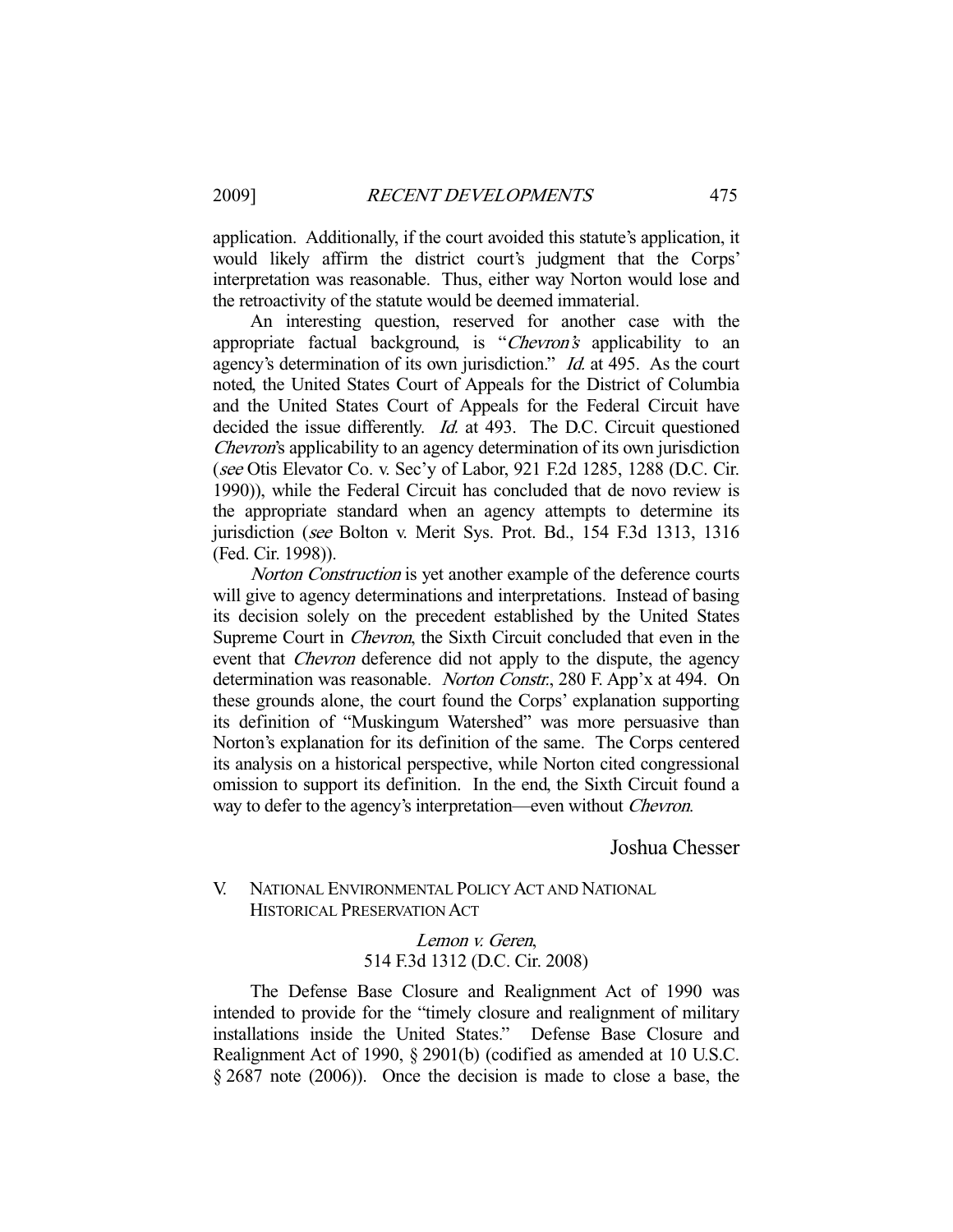application. Additionally, if the court avoided this statute's application, it would likely affirm the district court's judgment that the Corps' interpretation was reasonable. Thus, either way Norton would lose and the retroactivity of the statute would be deemed immaterial.

An interesting question, reserved for another case with the appropriate factual background, is "*Chevron's* applicability to an agency's determination of its own jurisdiction." *Id.* at 495. As the court noted, the United States Court of Appeals for the District of Columbia and the United States Court of Appeals for the Federal Circuit have decided the issue differently. *Id.* at 493. The D.C. Circuit questioned *Chevron*'s applicability to an agency determination of its own jurisdiction (*see* Otis Elevator Co. v. Sec'y of Labor, 921 F.2d 1285, 1288 (D.C. Cir. 1990)), while the Federal Circuit has concluded that de novo review is the appropriate standard when an agency attempts to determine its jurisdiction (*see* Bolton v. Merit Sys. Prot. Bd., 154 F.3d 1313, 1316 (Fed. Cir. 1998)).

*Norton Construction* is yet another example of the deference courts will give to agency determinations and interpretations. Instead of basing its decision solely on the precedent established by the United States Supreme Court in *Chevron*, the Sixth Circuit concluded that even in the event that *Chevron* deference did not apply to the dispute, the agency determination was reasonable. *Norton Constr.*, 280 F. App'x at 494. On these grounds alone, the court found the Corps' explanation supporting its definition of "Muskingum Watershed" was more persuasive than Norton's explanation for its definition of the same. The Corps centered its analysis on a historical perspective, while Norton cited congressional omission to support its definition. In the end, the Sixth Circuit found a way to defer to the agency's interpretation—even without *Chevron*.

Joshua Chesser

## V. NATIONAL ENVIRONMENTAL POLICY ACT AND NATIONAL HISTORICAL PRESERVATION ACT

### *Lemon v. Geren*, 514 F.3d 1312 (D.C. Cir. 2008)

The Defense Base Closure and Realignment Act of 1990 was intended to provide for the "timely closure and realignment of military installations inside the United States." Defense Base Closure and Realignment Act of 1990, § 2901(b) (codified as amended at 10 U.S.C. § 2687 note (2006)). Once the decision is made to close a base, the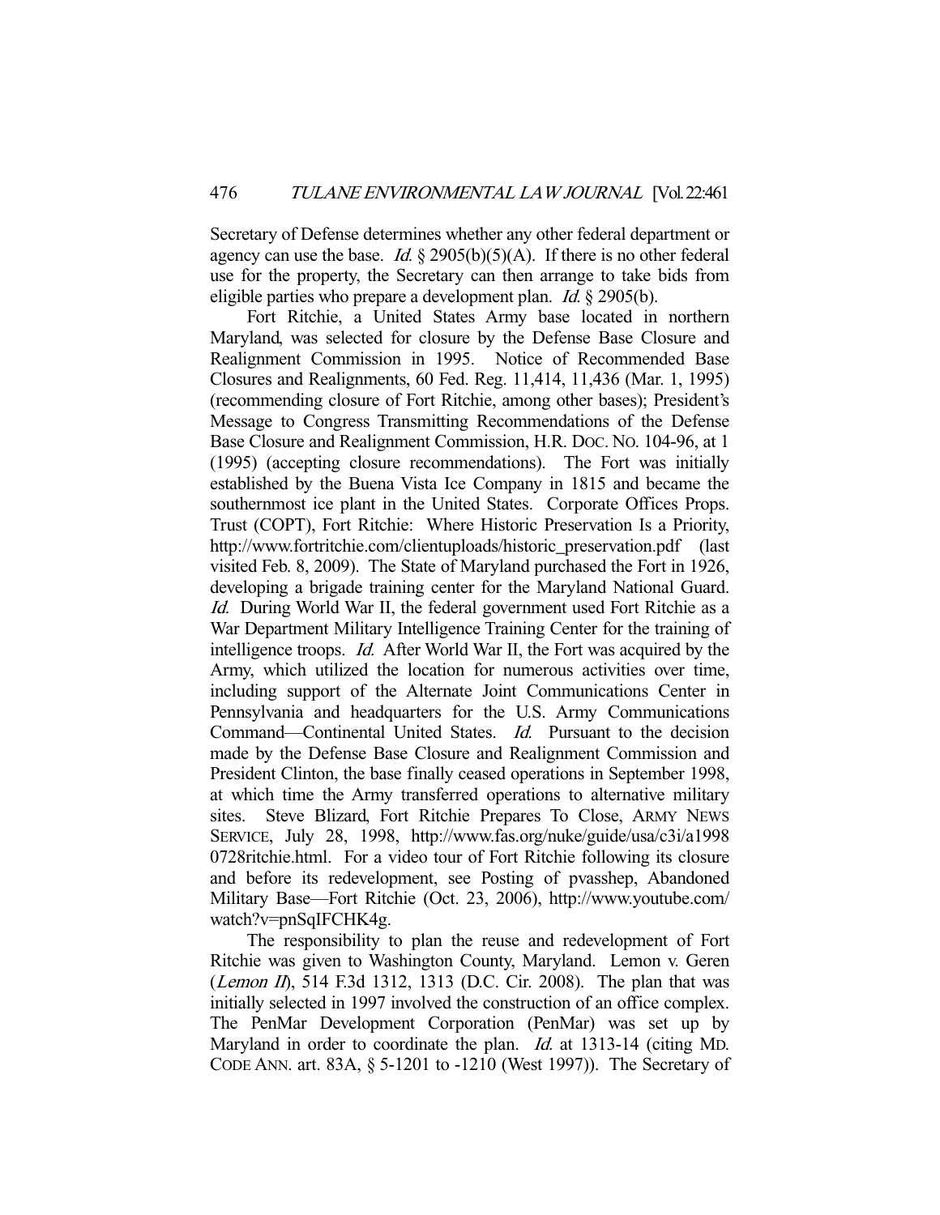Secretary of Defense determines whether any other federal department or agency can use the base. *Id.* § 2905(b)(5)(A). If there is no other federal use for the property, the Secretary can then arrange to take bids from eligible parties who prepare a development plan. *Id.* § 2905(b).

Fort Ritchie, a United States Army base located in northern Maryland, was selected for closure by the Defense Base Closure and Realignment Commission in 1995. Notice of Recommended Base Closures and Realignments, 60 Fed. Reg. 11,414, 11,436 (Mar. 1, 1995) (recommending closure of Fort Ritchie, among other bases); President's Message to Congress Transmitting Recommendations of the Defense Base Closure and Realignment Commission, H.R. DOC. NO. 104-96, at 1 (1995) (accepting closure recommendations). The Fort was initially established by the Buena Vista Ice Company in 1815 and became the southernmost ice plant in the United States. Corporate Offices Props. Trust (COPT), Fort Ritchie: Where Historic Preservation Is a Priority, http://www.fortritchie.com/clientuploads/historic_preservation.pdf (last visited Feb. 8, 2009). The State of Maryland purchased the Fort in 1926, developing a brigade training center for the Maryland National Guard. *Id.* During World War II, the federal government used Fort Ritchie as a War Department Military Intelligence Training Center for the training of intelligence troops. *Id.* After World War II, the Fort was acquired by the Army, which utilized the location for numerous activities over time, including support of the Alternate Joint Communications Center in Pennsylvania and headquarters for the U.S. Army Communications Command—Continental United States. *Id.* Pursuant to the decision made by the Defense Base Closure and Realignment Commission and President Clinton, the base finally ceased operations in September 1998, at which time the Army transferred operations to alternative military sites. Steve Blizard, Fort Ritchie Prepares To Close, ARMY NEWS SERVICE, July 28, 1998, http://www.fas.org/nuke/guide/usa/c3i/a19980728ritchie.html. For a video tour of Fort Ritchie following its closure and before its redevelopment, see Posting of pvasshep, Abandoned Military Base—Fort Ritchie (Oct. 23, 2006), http://www.youtube.com/watch?v=pnSqIFCHK4g.

The responsibility to plan the reuse and redevelopment of Fort Ritchie was given to Washington County, Maryland. Lemon v. Geren (*Lemon II*), 514 F.3d 1312, 1313 (D.C. Cir. 2008). The plan that was initially selected in 1997 involved the construction of an office complex. The PenMar Development Corporation (PenMar) was set up by Maryland in order to coordinate the plan. *Id.* at 1313-14 (citing MD. CODE ANN. art. 83A, § 5-1201 to -1210 (West 1997)). The Secretary of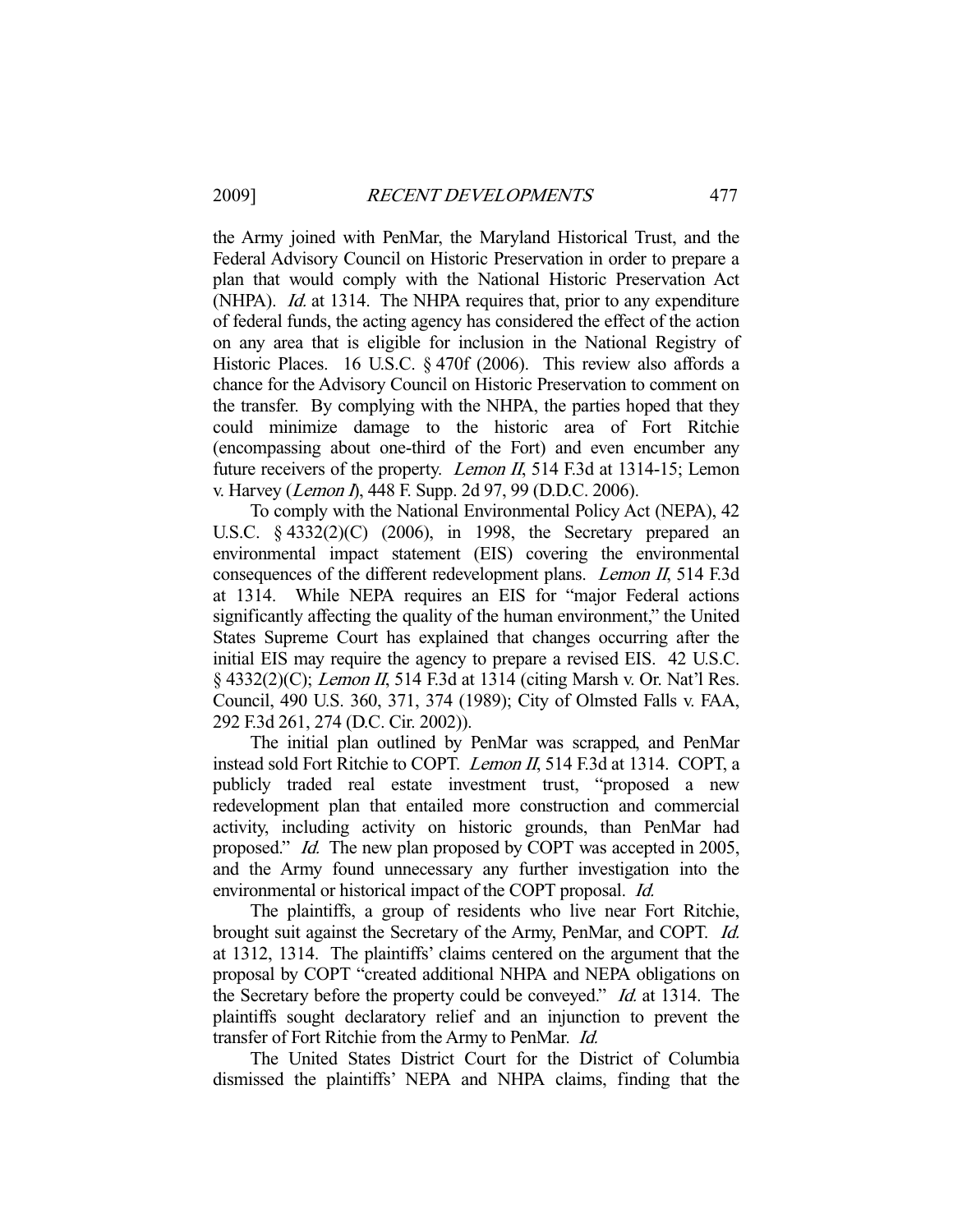the Army joined with PenMar, the Maryland Historical Trust, and the Federal Advisory Council on Historic Preservation in order to prepare a plan that would comply with the National Historic Preservation Act (NHPA). *Id.* at 1314. The NHPA requires that, prior to any expenditure of federal funds, the acting agency has considered the effect of the action on any area that is eligible for inclusion in the National Registry of Historic Places. 16 U.S.C. § 470f (2006). This review also affords a chance for the Advisory Council on Historic Preservation to comment on the transfer. By complying with the NHPA, the parties hoped that they could minimize damage to the historic area of Fort Ritchie (encompassing about one-third of the Fort) and even encumber any future receivers of the property. *Lemon II*, 514 F.3d at 1314-15; Lemon v. Harvey (*Lemon I*), 448 F. Supp. 2d 97, 99 (D.D.C. 2006).

To comply with the National Environmental Policy Act (NEPA), 42 U.S.C. § 4332(2)(C) (2006), in 1998, the Secretary prepared an environmental impact statement (EIS) covering the environmental consequences of the different redevelopment plans. *Lemon II*, 514 F.3d at 1314. While NEPA requires an EIS for "major Federal actions significantly affecting the quality of the human environment," the United States Supreme Court has explained that changes occurring after the initial EIS may require the agency to prepare a revised EIS. 42 U.S.C. § 4332(2)(C); *Lemon II*, 514 F.3d at 1314 (citing Marsh v. Or. Nat'l Res. Council, 490 U.S. 360, 371, 374 (1989); City of Olmsted Falls v. FAA, 292 F.3d 261, 274 (D.C. Cir. 2002)).

The initial plan outlined by PenMar was scrapped, and PenMar instead sold Fort Ritchie to COPT. *Lemon II*, 514 F.3d at 1314. COPT, a publicly traded real estate investment trust, "proposed a new redevelopment plan that entailed more construction and commercial activity, including activity on historic grounds, than PenMar had proposed." *Id.* The new plan proposed by COPT was accepted in 2005, and the Army found unnecessary any further investigation into the environmental or historical impact of the COPT proposal. *Id.*

The plaintiffs, a group of residents who live near Fort Ritchie, brought suit against the Secretary of the Army, PenMar, and COPT. *Id.* at 1312, 1314. The plaintiffs' claims centered on the argument that the proposal by COPT "created additional NHPA and NEPA obligations on the Secretary before the property could be conveyed." *Id.* at 1314. The plaintiffs sought declaratory relief and an injunction to prevent the transfer of Fort Ritchie from the Army to PenMar. *Id.*

The United States District Court for the District of Columbia dismissed the plaintiffs' NEPA and NHPA claims, finding that the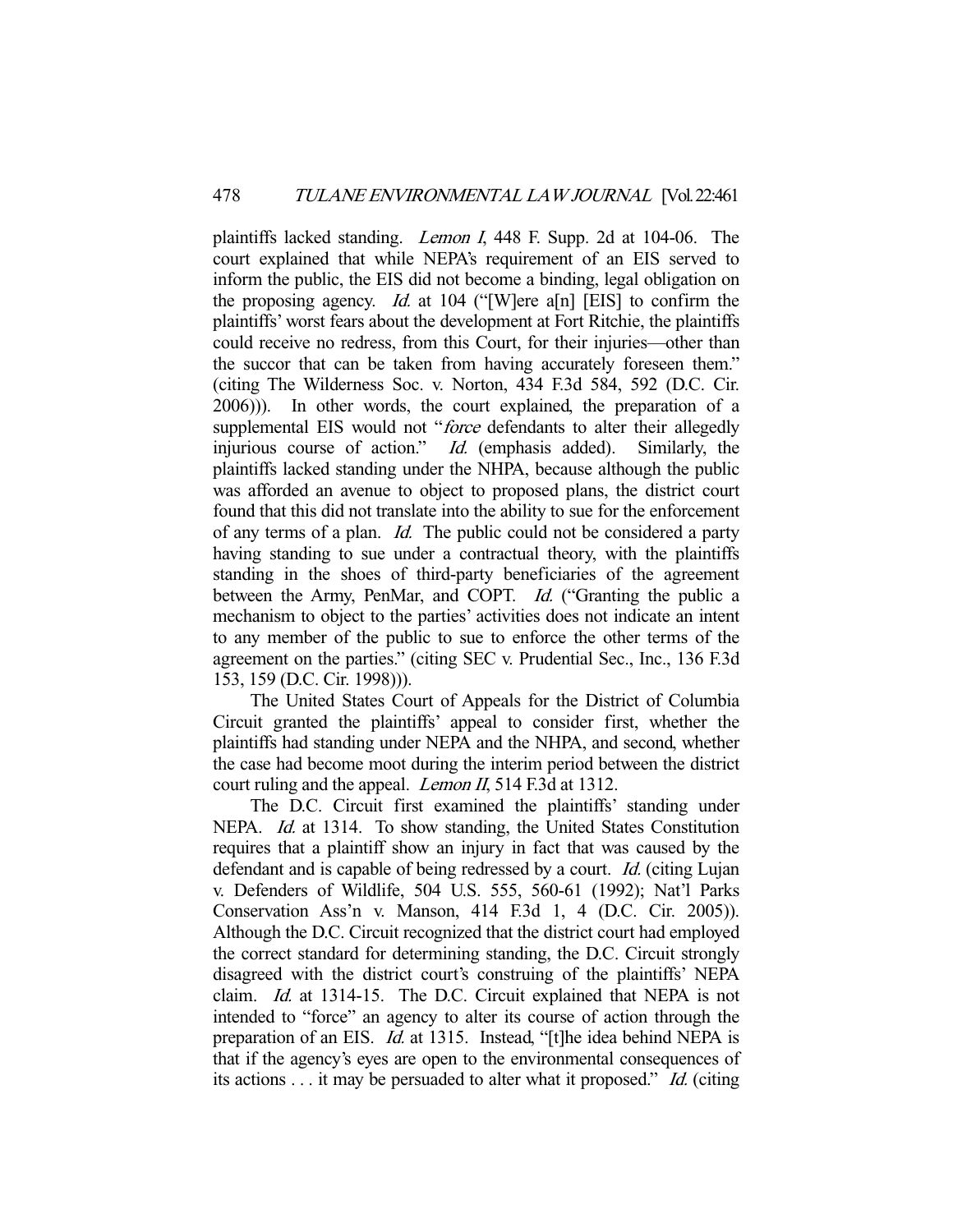plaintiffs lacked standing. *Lemon I*, 448 F. Supp. 2d at 104-06. The court explained that while NEPA's requirement of an EIS served to inform the public, the EIS did not become a binding, legal obligation on the proposing agency. *Id.* at 104 ("[W]ere a[n] [EIS] to confirm the plaintiffs' worst fears about the development at Fort Ritchie, the plaintiffs could receive no redress, from this Court, for their injuries—other than the succor that can be taken from having accurately foreseen them." (citing The Wilderness Soc. v. Norton, 434 F.3d 584, 592 (D.C. Cir. 2006))). In other words, the court explained, the preparation of a supplemental EIS would not "*force* defendants to alter their allegedly injurious course of action." *Id.* (emphasis added). Similarly, the plaintiffs lacked standing under the NHPA, because although the public was afforded an avenue to object to proposed plans, the district court found that this did not translate into the ability to sue for the enforcement of any terms of a plan. *Id.* The public could not be considered a party having standing to sue under a contractual theory, with the plaintiffs standing in the shoes of third-party beneficiaries of the agreement between the Army, PenMar, and COPT. *Id.* ("Granting the public a mechanism to object to the parties' activities does not indicate an intent to any member of the public to sue to enforce the other terms of the agreement on the parties." (citing SEC v. Prudential Sec., Inc., 136 F.3d 153, 159 (D.C. Cir. 1998))).

The United States Court of Appeals for the District of Columbia Circuit granted the plaintiffs' appeal to consider first, whether the plaintiffs had standing under NEPA and the NHPA, and second, whether the case had become moot during the interim period between the district court ruling and the appeal. *Lemon II*, 514 F.3d at 1312.

The D.C. Circuit first examined the plaintiffs' standing under NEPA. *Id.* at 1314. To show standing, the United States Constitution requires that a plaintiff show an injury in fact that was caused by the defendant and is capable of being redressed by a court. *Id.* (citing Lujan v. Defenders of Wildlife, 504 U.S. 555, 560-61 (1992); Nat'l Parks Conservation Ass'n v. Manson, 414 F.3d 1, 4 (D.C. Cir. 2005)). Although the D.C. Circuit recognized that the district court had employed the correct standard for determining standing, the D.C. Circuit strongly disagreed with the district court's construing of the plaintiffs' NEPA claim. *Id.* at 1314-15. The D.C. Circuit explained that NEPA is not intended to "force" an agency to alter its course of action through the preparation of an EIS. *Id.* at 1315. Instead, "[t]he idea behind NEPA is that if the agency's eyes are open to the environmental consequences of its actions . . . it may be persuaded to alter what it proposed." *Id.* (citing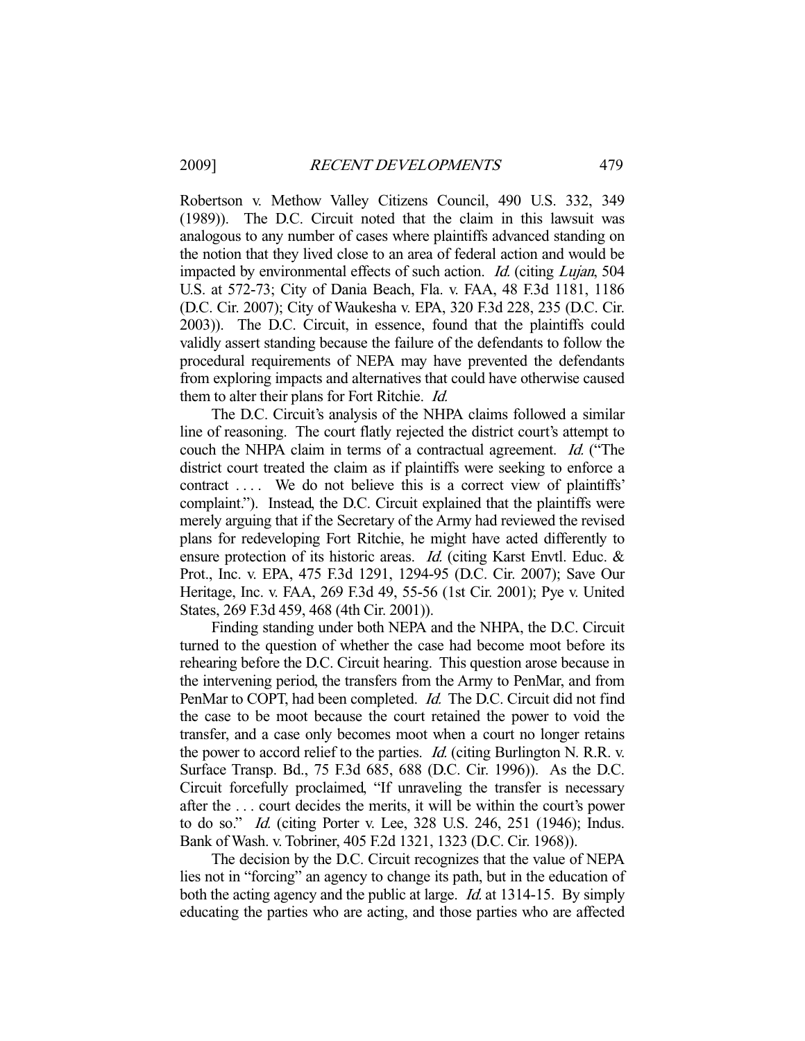Robertson v. Methow Valley Citizens Council, 490 U.S. 332, 349 (1989)). The D.C. Circuit noted that the claim in this lawsuit was analogous to any number of cases where plaintiffs advanced standing on the notion that they lived close to an area of federal action and would be impacted by environmental effects of such action. *Id.* (citing *Lujan*, 504 U.S. at 572-73; City of Dania Beach, Fla. v. FAA, 48 F.3d 1181, 1186 (D.C. Cir. 2007); City of Waukesha v. EPA, 320 F.3d 228, 235 (D.C. Cir. 2003)). The D.C. Circuit, in essence, found that the plaintiffs could validly assert standing because the failure of the defendants to follow the procedural requirements of NEPA may have prevented the defendants from exploring impacts and alternatives that could have otherwise caused them to alter their plans for Fort Ritchie. *Id.*

The D.C. Circuit's analysis of the NHPA claims followed a similar line of reasoning. The court flatly rejected the district court's attempt to couch the NHPA claim in terms of a contractual agreement. *Id.* ("The district court treated the claim as if plaintiffs were seeking to enforce a contract . . . . We do not believe this is a correct view of plaintiffs' complaint."). Instead, the D.C. Circuit explained that the plaintiffs were merely arguing that if the Secretary of the Army had reviewed the revised plans for redeveloping Fort Ritchie, he might have acted differently to ensure protection of its historic areas. *Id.* (citing Karst Envtl. Educ. & Prot., Inc. v. EPA, 475 F.3d 1291, 1294-95 (D.C. Cir. 2007); Save Our Heritage, Inc. v. FAA, 269 F.3d 49, 55-56 (1st Cir. 2001); Pye v. United States, 269 F.3d 459, 468 (4th Cir. 2001)).

Finding standing under both NEPA and the NHPA, the D.C. Circuit turned to the question of whether the case had become moot before its rehearing before the D.C. Circuit hearing. This question arose because in the intervening period, the transfers from the Army to PenMar, and from PenMar to COPT, had been completed. *Id.* The D.C. Circuit did not find the case to be moot because the court retained the power to void the transfer, and a case only becomes moot when a court no longer retains the power to accord relief to the parties. *Id.* (citing Burlington N. R.R. v. Surface Transp. Bd., 75 F.3d 685, 688 (D.C. Cir. 1996)). As the D.C. Circuit forcefully proclaimed, "If unraveling the transfer is necessary after the . . . court decides the merits, it will be within the court's power to do so." *Id.* (citing Porter v. Lee, 328 U.S. 246, 251 (1946); Indus. Bank of Wash. v. Tobriner, 405 F.2d 1321, 1323 (D.C. Cir. 1968)).

The decision by the D.C. Circuit recognizes that the value of NEPA lies not in "forcing" an agency to change its path, but in the education of both the acting agency and the public at large. *Id.* at 1314-15. By simply educating the parties who are acting, and those parties who are affected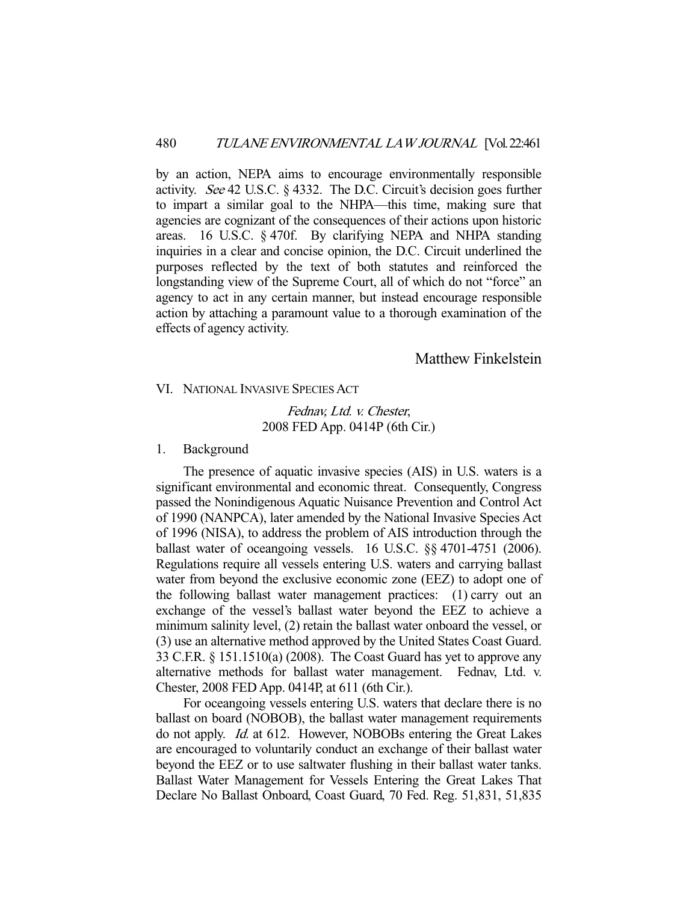by an action, NEPA aims to encourage environmentally responsible activity. *See* 42 U.S.C. § 4332. The D.C. Circuit's decision goes further to impart a similar goal to the NHPA—this time, making sure that agencies are cognizant of the consequences of their actions upon historic areas. 16 U.S.C. § 470f. By clarifying NEPA and NHPA standing inquiries in a clear and concise opinion, the D.C. Circuit underlined the purposes reflected by the text of both statutes and reinforced the longstanding view of the Supreme Court, all of which do not "force" an agency to act in any certain manner, but instead encourage responsible action by attaching a paramount value to a thorough examination of the effects of agency activity.

Matthew Finkelstein

## VI. NATIONAL INVASIVE SPECIES ACT

### *Fednav, Ltd. v. Chester*, 2008 FED App. 0414P (6th Cir.)

#### 1. Background

The presence of aquatic invasive species (AIS) in U.S. waters is a significant environmental and economic threat. Consequently, Congress passed the Nonindigenous Aquatic Nuisance Prevention and Control Act of 1990 (NANPCA), later amended by the National Invasive Species Act of 1996 (NISA), to address the problem of AIS introduction through the ballast water of oceangoing vessels. 16 U.S.C. §§ 4701-4751 (2006). Regulations require all vessels entering U.S. waters and carrying ballast water from beyond the exclusive economic zone (EEZ) to adopt one of the following ballast water management practices: (1) carry out an exchange of the vessel's ballast water beyond the EEZ to achieve a minimum salinity level, (2) retain the ballast water onboard the vessel, or (3) use an alternative method approved by the United States Coast Guard. 33 C.F.R. § 151.1510(a) (2008). The Coast Guard has yet to approve any alternative methods for ballast water management. Fednav, Ltd. v. Chester, 2008 FED App. 0414P, at 611 (6th Cir.).

For oceangoing vessels entering U.S. waters that declare there is no ballast on board (NOBOB), the ballast water management requirements do not apply. *Id.* at 612. However, NOBOBs entering the Great Lakes are encouraged to voluntarily conduct an exchange of their ballast water beyond the EEZ or to use saltwater flushing in their ballast water tanks. Ballast Water Management for Vessels Entering the Great Lakes That Declare No Ballast Onboard, Coast Guard, 70 Fed. Reg. 51,831, 51,835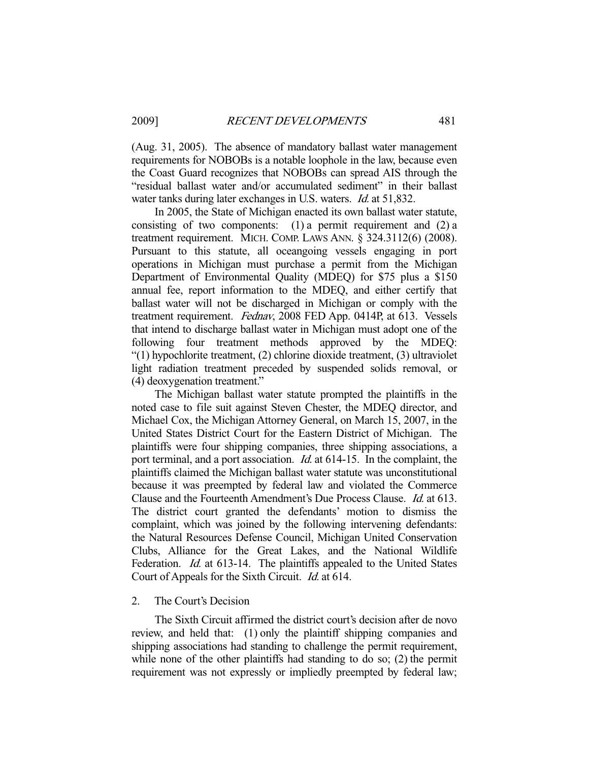(Aug. 31, 2005). The absence of mandatory ballast water management requirements for NOBOBs is a notable loophole in the law, because even the Coast Guard recognizes that NOBOBs can spread AIS through the "residual ballast water and/or accumulated sediment" in their ballast water tanks during later exchanges in U.S. waters. *Id.* at 51,832.

In 2005, the State of Michigan enacted its own ballast water statute, consisting of two components: (1) a permit requirement and (2) a treatment requirement. MICH. COMP. LAWS ANN. § 324.3112(6) (2008). Pursuant to this statute, all oceangoing vessels engaging in port operations in Michigan must purchase a permit from the Michigan Department of Environmental Quality (MDEQ) for \$75 plus a \$150 annual fee, report information to the MDEQ, and either certify that ballast water will not be discharged in Michigan or comply with the treatment requirement. *Fednav*, 2008 FED App. 0414P, at 613. Vessels that intend to discharge ballast water in Michigan must adopt one of the following four treatment methods approved by the MDEQ: "(1) hypochlorite treatment, (2) chlorine dioxide treatment, (3) ultraviolet light radiation treatment preceded by suspended solids removal, or (4) deoxygenation treatment."

The Michigan ballast water statute prompted the plaintiffs in the noted case to file suit against Steven Chester, the MDEQ director, and Michael Cox, the Michigan Attorney General, on March 15, 2007, in the United States District Court for the Eastern District of Michigan. The plaintiffs were four shipping companies, three shipping associations, a port terminal, and a port association. *Id.* at 614-15. In the complaint, the plaintiffs claimed the Michigan ballast water statute was unconstitutional because it was preempted by federal law and violated the Commerce Clause and the Fourteenth Amendment's Due Process Clause. *Id.* at 613. The district court granted the defendants' motion to dismiss the complaint, which was joined by the following intervening defendants: the Natural Resources Defense Council, Michigan United Conservation Clubs, Alliance for the Great Lakes, and the National Wildlife Federation. *Id.* at 613-14. The plaintiffs appealed to the United States Court of Appeals for the Sixth Circuit. *Id.* at 614.

### 2. The Court's Decision

The Sixth Circuit affirmed the district court's decision after de novo review, and held that: (1) only the plaintiff shipping companies and shipping associations had standing to challenge the permit requirement, while none of the other plaintiffs had standing to do so; (2) the permit requirement was not expressly or impliedly preempted by federal law;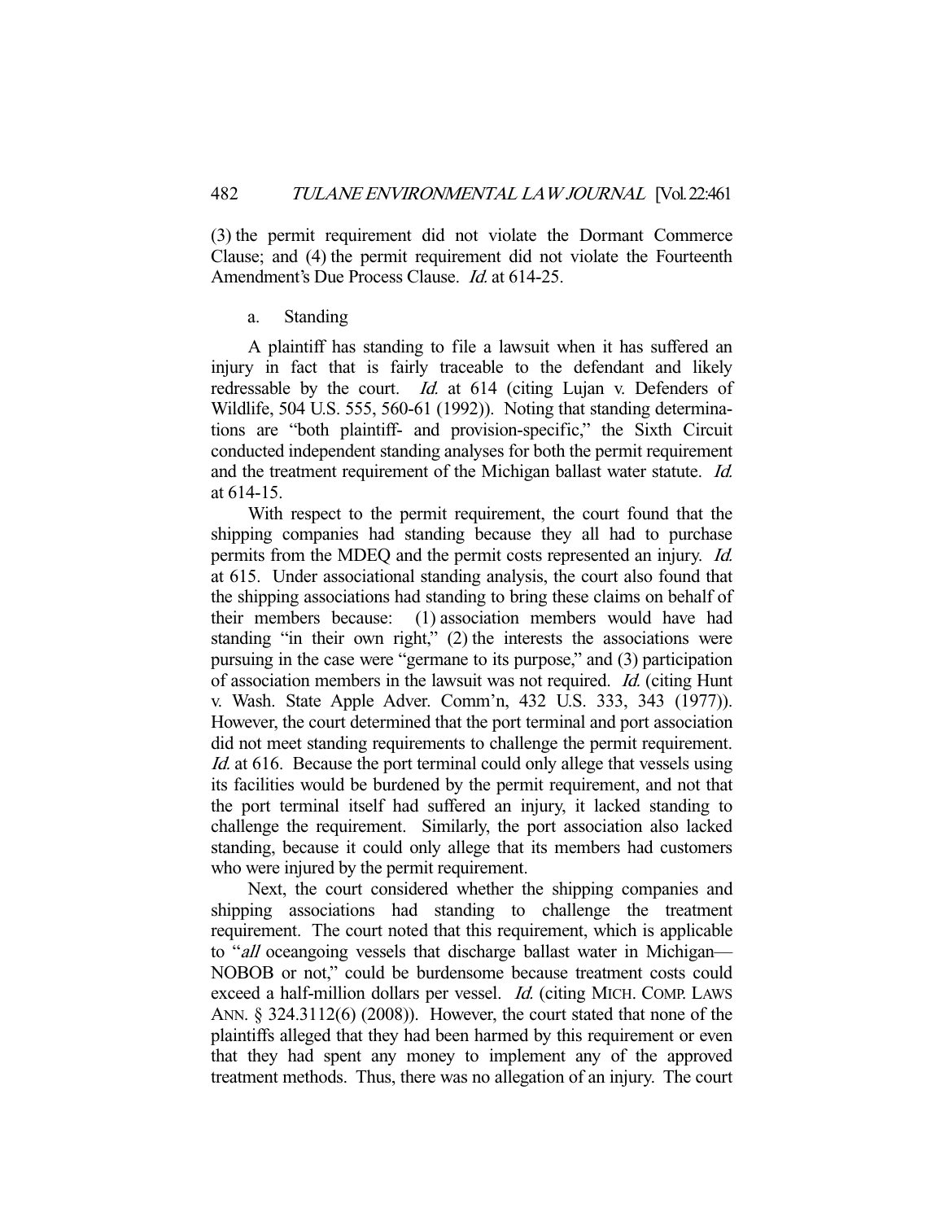(3) the permit requirement did not violate the Dormant Commerce Clause; and (4) the permit requirement did not violate the Fourteenth Amendment's Due Process Clause. *Id.* at 614-25.

a. Standing

A plaintiff has standing to file a lawsuit when it has suffered an injury in fact that is fairly traceable to the defendant and likely redressable by the court. *Id.* at 614 (citing Lujan v. Defenders of Wildlife, 504 U.S. 555, 560-61 (1992)). Noting that standing determinations are "both plaintiff- and provision-specific," the Sixth Circuit conducted independent standing analyses for both the permit requirement and the treatment requirement of the Michigan ballast water statute. *Id.* at 614-15.

With respect to the permit requirement, the court found that the shipping companies had standing because they all had to purchase permits from the MDEQ and the permit costs represented an injury. *Id.* at 615. Under associational standing analysis, the court also found that the shipping associations had standing to bring these claims on behalf of their members because: (1) association members would have had standing "in their own right," (2) the interests the associations were pursuing in the case were "germane to its purpose," and (3) participation of association members in the lawsuit was not required. *Id.* (citing Hunt v. Wash. State Apple Adver. Comm'n, 432 U.S. 333, 343 (1977)). However, the court determined that the port terminal and port association did not meet standing requirements to challenge the permit requirement. *Id.* at 616. Because the port terminal could only allege that vessels using its facilities would be burdened by the permit requirement, and not that the port terminal itself had suffered an injury, it lacked standing to challenge the requirement. Similarly, the port association also lacked standing, because it could only allege that its members had customers who were injured by the permit requirement.

Next, the court considered whether the shipping companies and shipping associations had standing to challenge the treatment requirement. The court noted that this requirement, which is applicable to "*all* oceangoing vessels that discharge ballast water in Michigan—NOBOB or not," could be burdensome because treatment costs could exceed a half-million dollars per vessel. *Id.* (citing MICH. COMP. LAWS ANN. § 324.3112(6) (2008)). However, the court stated that none of the plaintiffs alleged that they had been harmed by this requirement or even that they had spent any money to implement any of the approved treatment methods. Thus, there was no allegation of an injury. The court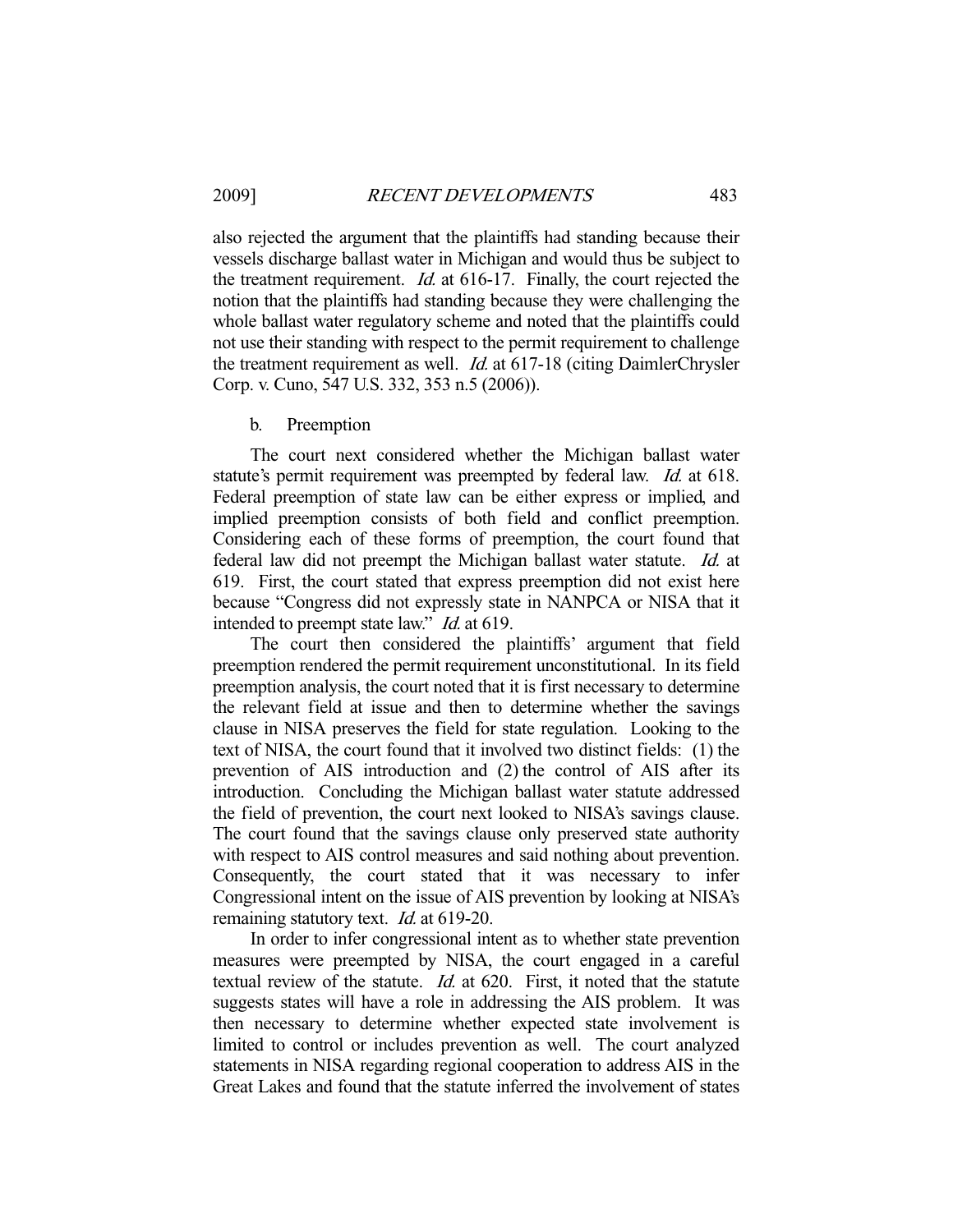also rejected the argument that the plaintiffs had standing because their vessels discharge ballast water in Michigan and would thus be subject to the treatment requirement. *Id.* at 616-17. Finally, the court rejected the notion that the plaintiffs had standing because they were challenging the whole ballast water regulatory scheme and noted that the plaintiffs could not use their standing with respect to the permit requirement to challenge the treatment requirement as well. *Id.* at 617-18 (citing DaimlerChrysler Corp. v. Cuno, 547 U.S. 332, 353 n.5 (2006)).

b. Preemption

The court next considered whether the Michigan ballast water statute's permit requirement was preempted by federal law. *Id.* at 618. Federal preemption of state law can be either express or implied, and implied preemption consists of both field and conflict preemption. Considering each of these forms of preemption, the court found that federal law did not preempt the Michigan ballast water statute. *Id.* at 619. First, the court stated that express preemption did not exist here because "Congress did not expressly state in NANPCA or NISA that it intended to preempt state law." *Id.* at 619.

The court then considered the plaintiffs' argument that field preemption rendered the permit requirement unconstitutional. In its field preemption analysis, the court noted that it is first necessary to determine the relevant field at issue and then to determine whether the savings clause in NISA preserves the field for state regulation. Looking to the text of NISA, the court found that it involved two distinct fields: (1) the prevention of AIS introduction and (2) the control of AIS after its introduction. Concluding the Michigan ballast water statute addressed the field of prevention, the court next looked to NISA's savings clause. The court found that the savings clause only preserved state authority with respect to AIS control measures and said nothing about prevention. Consequently, the court stated that it was necessary to infer Congressional intent on the issue of AIS prevention by looking at NISA's remaining statutory text. *Id.* at 619-20.

In order to infer congressional intent as to whether state prevention measures were preempted by NISA, the court engaged in a careful textual review of the statute. *Id.* at 620. First, it noted that the statute suggests states will have a role in addressing the AIS problem. It was then necessary to determine whether expected state involvement is limited to control or includes prevention as well. The court analyzed statements in NISA regarding regional cooperation to address AIS in the Great Lakes and found that the statute inferred the involvement of states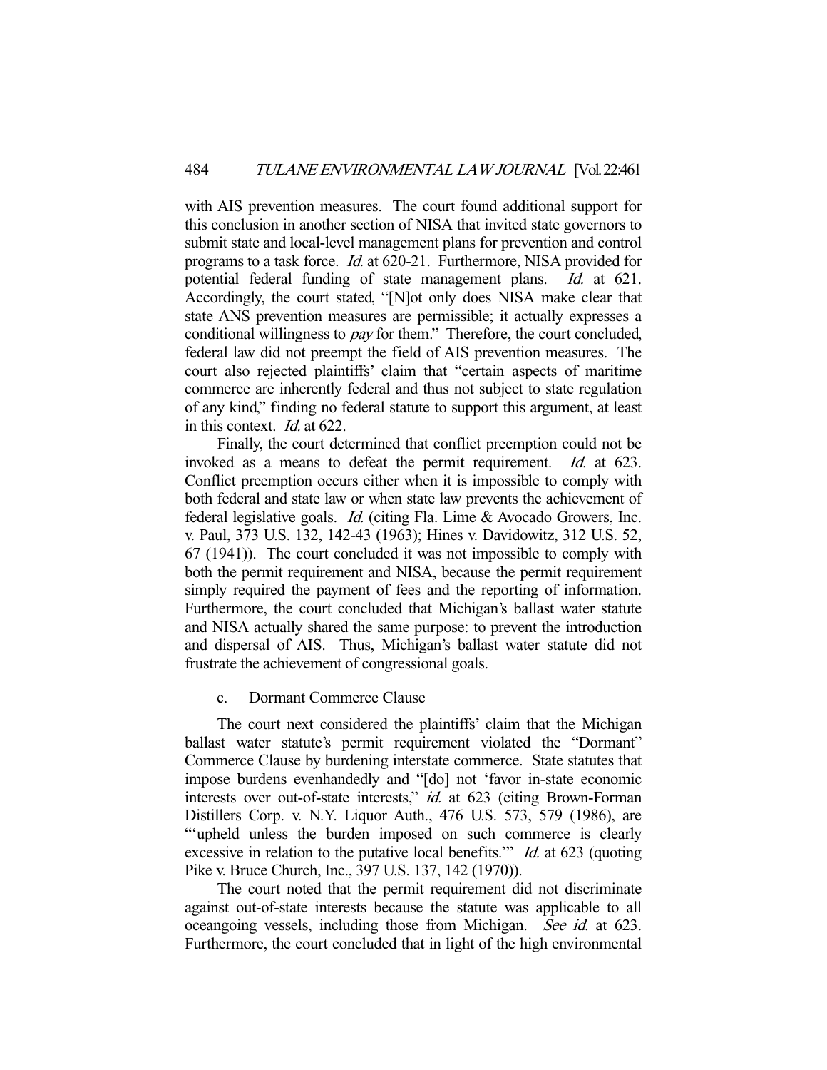with AIS prevention measures. The court found additional support for this conclusion in another section of NISA that invited state governors to submit state and local-level management plans for prevention and control programs to a task force. *Id.* at 620-21. Furthermore, NISA provided for potential federal funding of state management plans. *Id.* at 621. Accordingly, the court stated, "[N]ot only does NISA make clear that state ANS prevention measures are permissible; it actually expresses a conditional willingness to *pay* for them." Therefore, the court concluded, federal law did not preempt the field of AIS prevention measures. The court also rejected plaintiffs' claim that "certain aspects of maritime commerce are inherently federal and thus not subject to state regulation of any kind," finding no federal statute to support this argument, at least in this context. *Id.* at 622.

Finally, the court determined that conflict preemption could not be invoked as a means to defeat the permit requirement. *Id.* at 623. Conflict preemption occurs either when it is impossible to comply with both federal and state law or when state law prevents the achievement of federal legislative goals. *Id.* (citing Fla. Lime & Avocado Growers, Inc. v. Paul, 373 U.S. 132, 142-43 (1963); Hines v. Davidowitz, 312 U.S. 52, 67 (1941)). The court concluded it was not impossible to comply with both the permit requirement and NISA, because the permit requirement simply required the payment of fees and the reporting of information. Furthermore, the court concluded that Michigan's ballast water statute and NISA actually shared the same purpose: to prevent the introduction and dispersal of AIS. Thus, Michigan's ballast water statute did not frustrate the achievement of congressional goals.

### c. Dormant Commerce Clause

The court next considered the plaintiffs' claim that the Michigan ballast water statute's permit requirement violated the "Dormant" Commerce Clause by burdening interstate commerce. State statutes that impose burdens evenhandedly and "[do] not 'favor in-state economic interests over out-of-state interests,'" *id.* at 623 (citing Brown-Forman Distillers Corp. v. N.Y. Liquor Auth., 476 U.S. 573, 579 (1986), are "'upheld unless the burden imposed on such commerce is clearly excessive in relation to the putative local benefits.'" *Id.* at 623 (quoting Pike v. Bruce Church, Inc., 397 U.S. 137, 142 (1970)).

The court noted that the permit requirement did not discriminate against out-of-state interests because the statute was applicable to all oceangoing vessels, including those from Michigan. *See id.* at 623. Furthermore, the court concluded that in light of the high environmental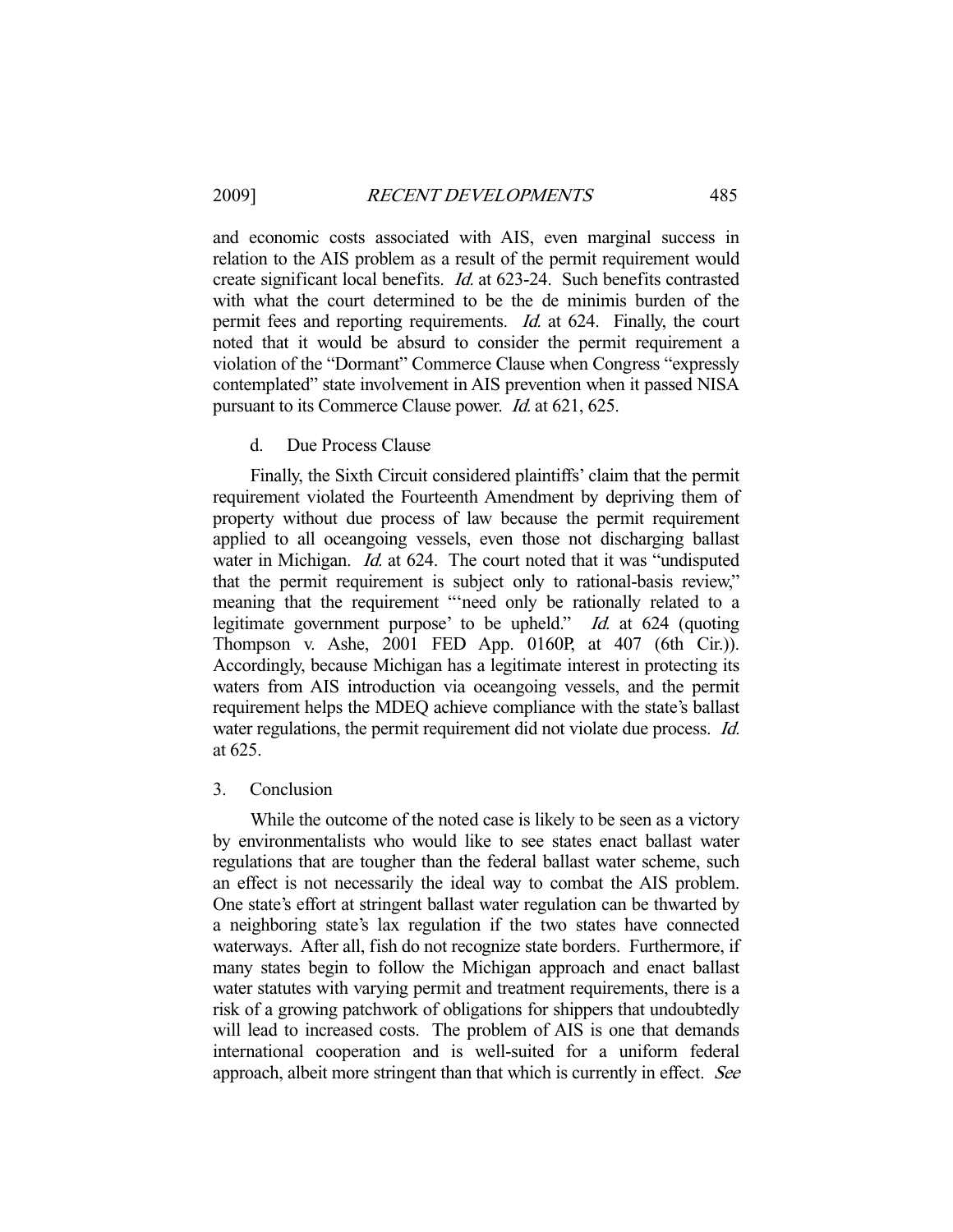and economic costs associated with AIS, even marginal success in relation to the AIS problem as a result of the permit requirement would create significant local benefits. *Id.* at 623-24. Such benefits contrasted with what the court determined to be the de minimis burden of the permit fees and reporting requirements. *Id.* at 624. Finally, the court noted that it would be absurd to consider the permit requirement a violation of the "Dormant" Commerce Clause when Congress "expressly contemplated" state involvement in AIS prevention when it passed NISA pursuant to its Commerce Clause power. *Id.* at 621, 625.

#### d. Due Process Clause

Finally, the Sixth Circuit considered plaintiffs' claim that the permit requirement violated the Fourteenth Amendment by depriving them of property without due process of law because the permit requirement applied to all oceangoing vessels, even those not discharging ballast water in Michigan. *Id.* at 624. The court noted that it was "undisputed that the permit requirement is subject only to rational-basis review," meaning that the requirement "'need only be rationally related to a legitimate government purpose' to be upheld." *Id.* at 624 (quoting Thompson v. Ashe, 2001 FED App. 0160P, at 407 (6th Cir.)). Accordingly, because Michigan has a legitimate interest in protecting its waters from AIS introduction via oceangoing vessels, and the permit requirement helps the MDEQ achieve compliance with the state's ballast water regulations, the permit requirement did not violate due process. *Id.* at 625.

### 3. Conclusion

While the outcome of the noted case is likely to be seen as a victory by environmentalists who would like to see states enact ballast water regulations that are tougher than the federal ballast water scheme, such an effect is not necessarily the ideal way to combat the AIS problem. One state's effort at stringent ballast water regulation can be thwarted by a neighboring state's lax regulation if the two states have connected waterways. After all, fish do not recognize state borders. Furthermore, if many states begin to follow the Michigan approach and enact ballast water statutes with varying permit and treatment requirements, there is a risk of a growing patchwork of obligations for shippers that undoubtedly will lead to increased costs. The problem of AIS is one that demands international cooperation and is well-suited for a uniform federal approach, albeit more stringent than that which is currently in effect. *See*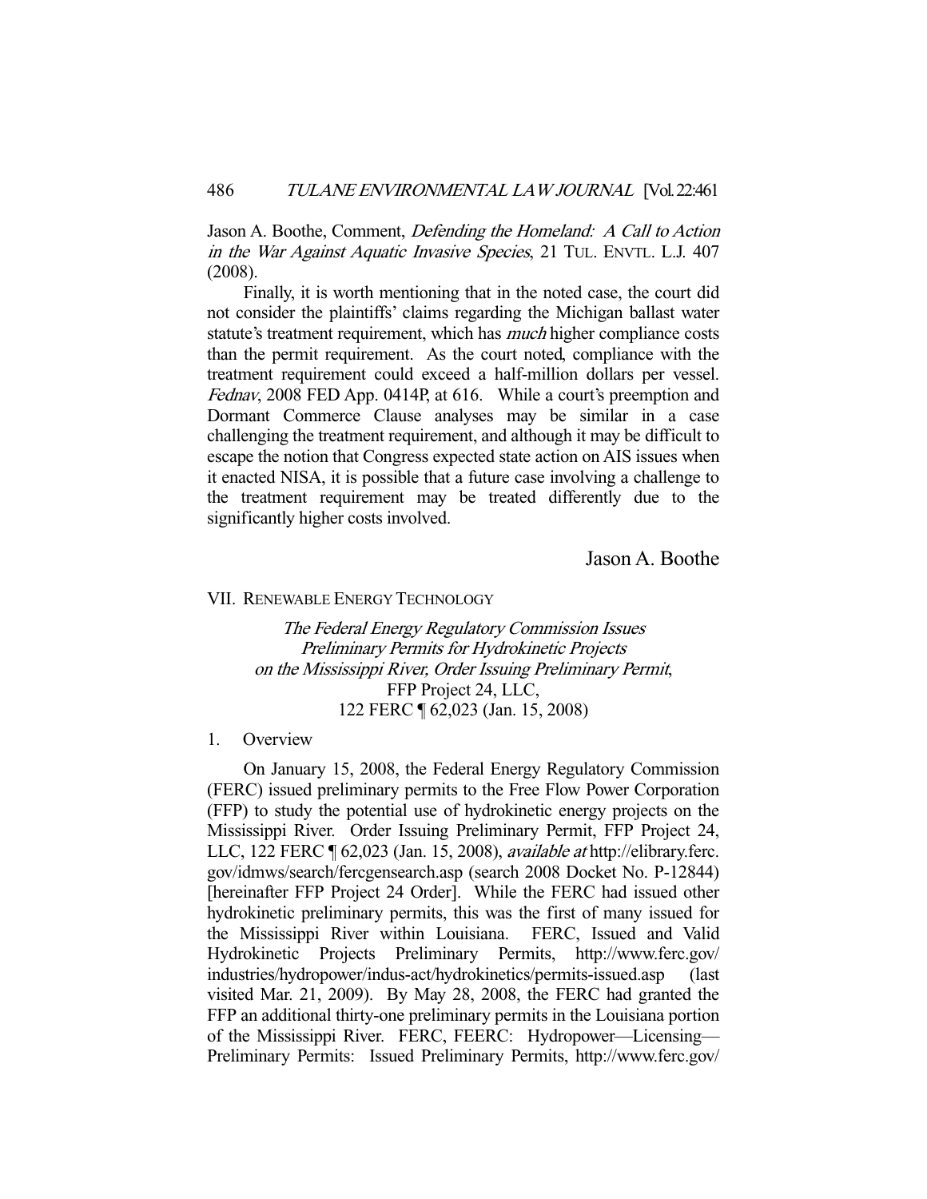Jason A. Boothe, Comment, *Defending the Homeland: A Call to Action in the War Against Aquatic Invasive Species*, 21 TUL. ENVTL. L.J. 407 (2008).

Finally, it is worth mentioning that in the noted case, the court did not consider the plaintiffs' claims regarding the Michigan ballast water statute's treatment requirement, which has *much* higher compliance costs than the permit requirement. As the court noted, compliance with the treatment requirement could exceed a half-million dollars per vessel. *Fednav*, 2008 FED App. 0414P, at 616. While a court's preemption and Dormant Commerce Clause analyses may be similar in a case challenging the treatment requirement, and although it may be difficult to escape the notion that Congress expected state action on AIS issues when it enacted NISA, it is possible that a future case involving a challenge to the treatment requirement may be treated differently due to the significantly higher costs involved.

Jason A. Boothe

## VII. RENEWABLE ENERGY TECHNOLOGY

### *The Federal Energy Regulatory Commission Issues Preliminary Permits for Hydrokinetic Projects on the Mississippi River, Order Issuing Preliminary Permit*, FFP Project 24, LLC, 122 FERC ¶ 62,023 (Jan. 15, 2008)

#### 1. Overview

On January 15, 2008, the Federal Energy Regulatory Commission (FERC) issued preliminary permits to the Free Flow Power Corporation (FFP) to study the potential use of hydrokinetic energy projects on the Mississippi River. Order Issuing Preliminary Permit, FFP Project 24, LLC, 122 FERC ¶ 62,023 (Jan. 15, 2008), *available at* http://elibrary.ferc.gov/idmws/search/fercgensearch.asp (search 2008 Docket No. P-12844) [hereinafter FFP Project 24 Order]. While the FERC had issued other hydrokinetic preliminary permits, this was the first of many issued for the Mississippi River within Louisiana. FERC, Issued and Valid Hydrokinetic Projects Preliminary Permits, http://www.ferc.gov/industries/hydropower/indus-act/hydrokinetics/permits-issued.asp (last visited Mar. 21, 2009). By May 28, 2008, the FERC had granted the FFP an additional thirty-one preliminary permits in the Louisiana portion of the Mississippi River. FERC, FEERC: Hydropower—Licensing—Preliminary Permits: Issued Preliminary Permits, http://www.ferc.gov/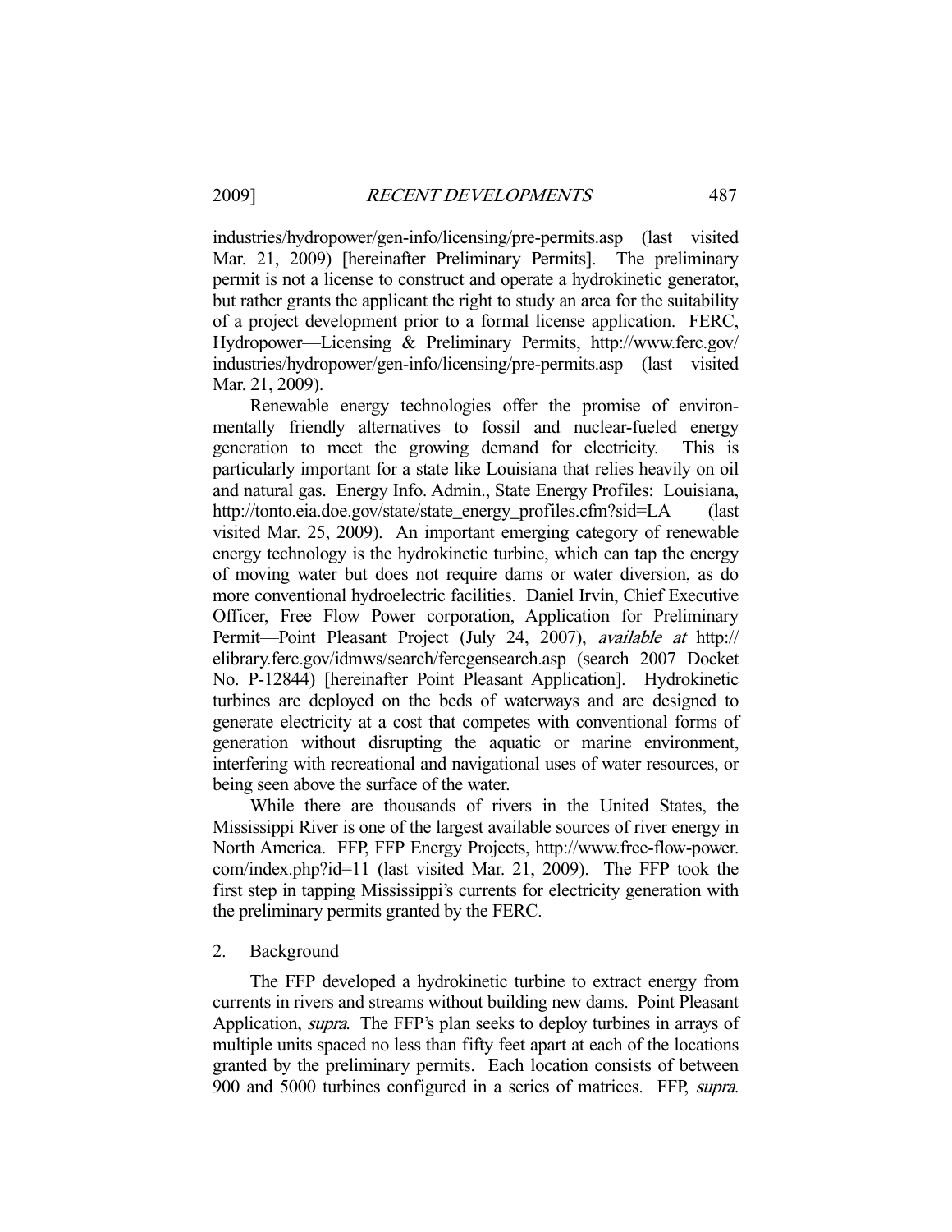industries/hydropower/gen-info/licensing/pre-permits.asp (last visited Mar. 21, 2009) [hereinafter Preliminary Permits]. The preliminary permit is not a license to construct and operate a hydrokinetic generator, but rather grants the applicant the right to study an area for the suitability of a project development prior to a formal license application. FERC, Hydropower—Licensing & Preliminary Permits, http://www.ferc.gov/industries/hydropower/gen-info/licensing/pre-permits.asp (last visited Mar. 21, 2009).

Renewable energy technologies offer the promise of environmentally friendly alternatives to fossil and nuclear-fueled energy generation to meet the growing demand for electricity. This is particularly important for a state like Louisiana that relies heavily on oil and natural gas. Energy Info. Admin., State Energy Profiles: Louisiana, http://tonto.eia.doe.gov/state/state_energy_profiles.cfm?sid=LA (last visited Mar. 25, 2009). An important emerging category of renewable energy technology is the hydrokinetic turbine, which can tap the energy of moving water but does not require dams or water diversion, as do more conventional hydroelectric facilities. Daniel Irvin, Chief Executive Officer, Free Flow Power corporation, Application for Preliminary Permit—Point Pleasant Project (July 24, 2007), *available at* http://elibrary.ferc.gov/idmws/search/fercgensearch.asp (search 2007 Docket No. P-12844) [hereinafter Point Pleasant Application]. Hydrokinetic turbines are deployed on the beds of waterways and are designed to generate electricity at a cost that competes with conventional forms of generation without disrupting the aquatic or marine environment, interfering with recreational and navigational uses of water resources, or being seen above the surface of the water.

While there are thousands of rivers in the United States, the Mississippi River is one of the largest available sources of river energy in North America. FFP, FFP Energy Projects, http://www.free-flow-power.com/index.php?id=11 (last visited Mar. 21, 2009). The FFP took the first step in tapping Mississippi's currents for electricity generation with the preliminary permits granted by the FERC.

2. Background

The FFP developed a hydrokinetic turbine to extract energy from currents in rivers and streams without building new dams. Point Pleasant Application, *supra*. The FFP's plan seeks to deploy turbines in arrays of multiple units spaced no less than fifty feet apart at each of the locations granted by the preliminary permits. Each location consists of between 900 and 5000 turbines configured in a series of matrices. FFP, *supra*.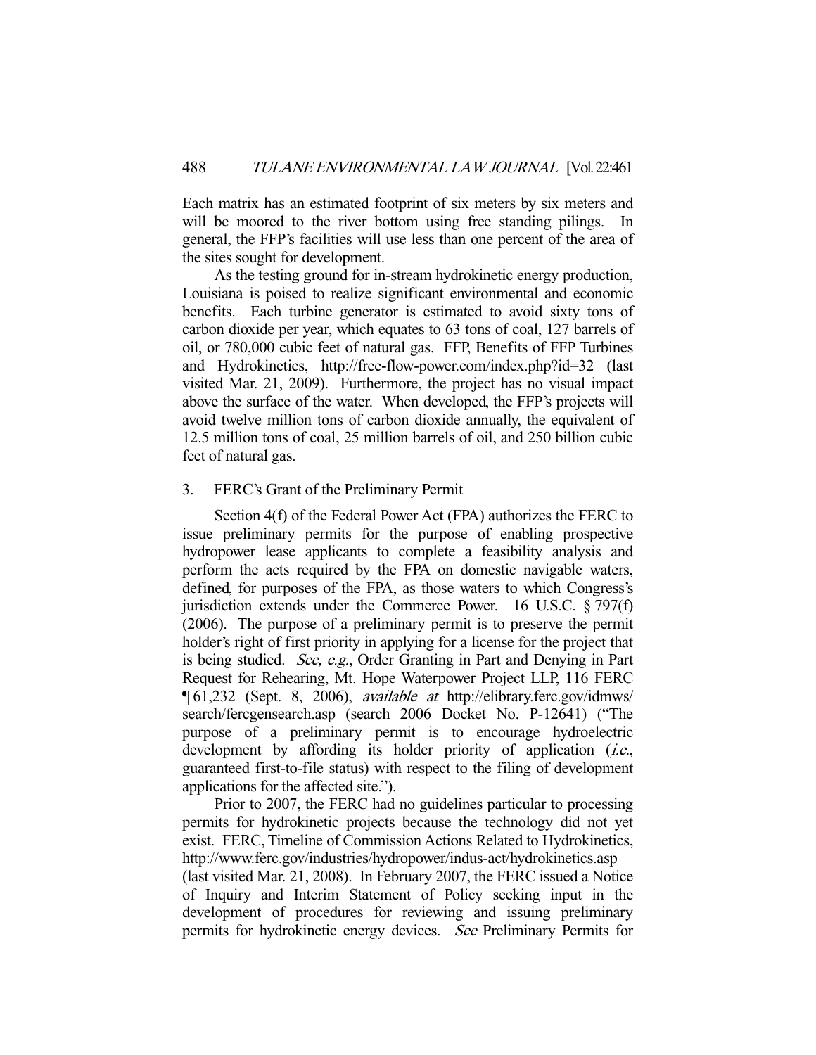Each matrix has an estimated footprint of six meters by six meters and will be moored to the river bottom using free standing pilings. In general, the FFP's facilities will use less than one percent of the area of the sites sought for development.

As the testing ground for in-stream hydrokinetic energy production, Louisiana is poised to realize significant environmental and economic benefits. Each turbine generator is estimated to avoid sixty tons of carbon dioxide per year, which equates to 63 tons of coal, 127 barrels of oil, or 780,000 cubic feet of natural gas. FFP, Benefits of FFP Turbines and Hydrokinetics, http://free-flow-power.com/index.php?id=32 (last visited Mar. 21, 2009). Furthermore, the project has no visual impact above the surface of the water. When developed, the FFP's projects will avoid twelve million tons of carbon dioxide annually, the equivalent of 12.5 million tons of coal, 25 million barrels of oil, and 250 billion cubic feet of natural gas.

3. FERC's Grant of the Preliminary Permit

Section 4(f) of the Federal Power Act (FPA) authorizes the FERC to issue preliminary permits for the purpose of enabling prospective hydropower lease applicants to complete a feasibility analysis and perform the acts required by the FPA on domestic navigable waters, defined, for purposes of the FPA, as those waters to which Congress's jurisdiction extends under the Commerce Power. 16 U.S.C. § 797(f) (2006). The purpose of a preliminary permit is to preserve the permit holder's right of first priority in applying for a license for the project that is being studied. *See, e.g.*, Order Granting in Part and Denying in Part Request for Rehearing, Mt. Hope Waterpower Project LLP, 116 FERC ¶ 61,232 (Sept. 8, 2006), *available at* http://elibrary.ferc.gov/idmws/search/fercgensearch.asp (search 2006 Docket No. P-12641) ("The purpose of a preliminary permit is to encourage hydroelectric development by affording its holder priority of application (*i.e.*, guaranteed first-to-file status) with respect to the filing of development applications for the affected site.").

Prior to 2007, the FERC had no guidelines particular to processing permits for hydrokinetic projects because the technology did not yet exist. FERC, Timeline of Commission Actions Related to Hydrokinetics, http://www.ferc.gov/industries/hydropower/indus-act/hydrokinetics.asp (last visited Mar. 21, 2008). In February 2007, the FERC issued a Notice of Inquiry and Interim Statement of Policy seeking input in the development of procedures for reviewing and issuing preliminary permits for hydrokinetic energy devices. *See* Preliminary Permits for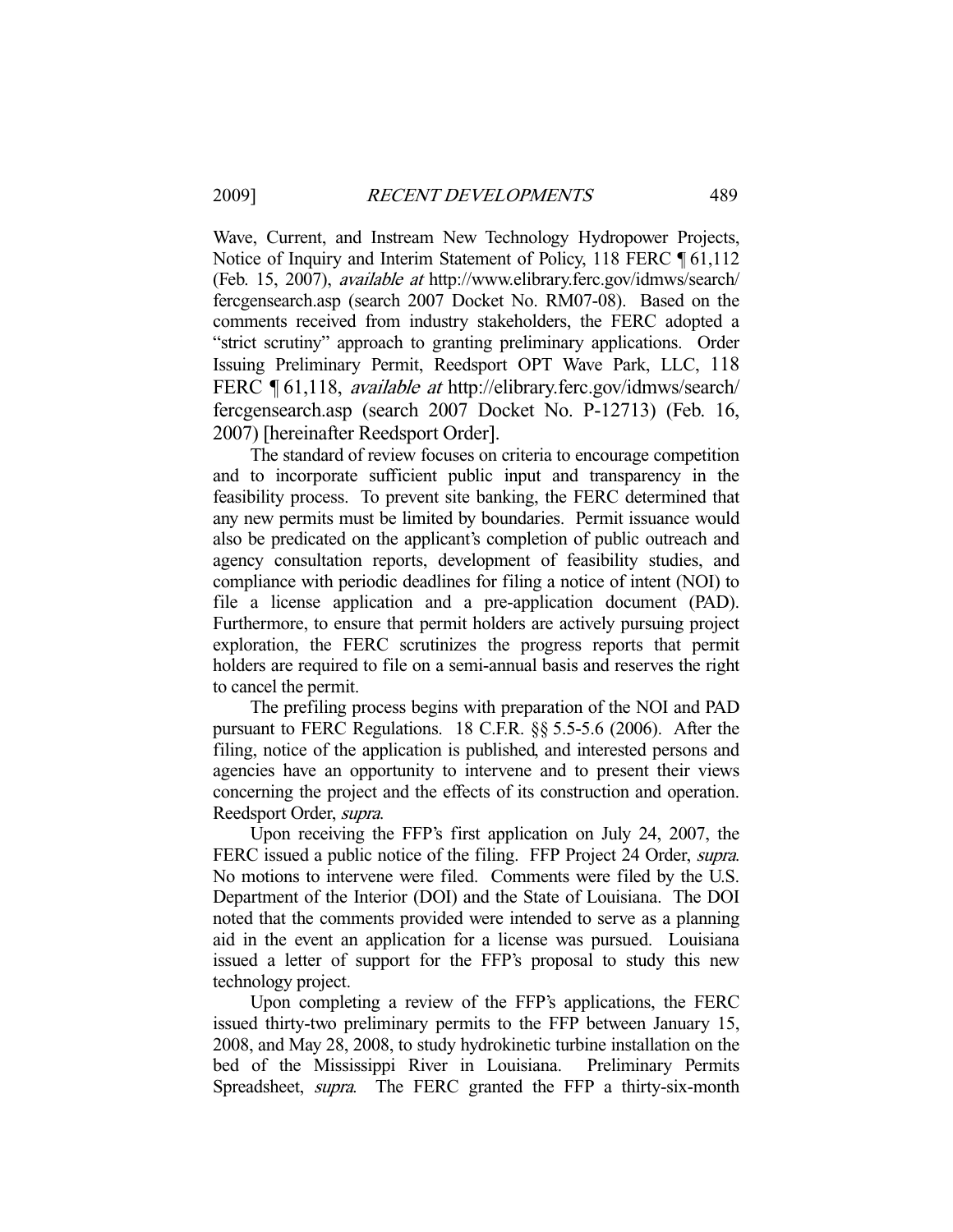Wave, Current, and Instream New Technology Hydropower Projects, Notice of Inquiry and Interim Statement of Policy, 118 FERC ¶ 61,112 (Feb. 15, 2007), *available at* http://www.elibrary.ferc.gov/idmws/search/fercgensearch.asp (search 2007 Docket No. RM07-08). Based on the comments received from industry stakeholders, the FERC adopted a "strict scrutiny" approach to granting preliminary applications. Order Issuing Preliminary Permit, Reedsport OPT Wave Park, LLC, 118 FERC ¶ 61,118, *available at* http://elibrary.ferc.gov/idmws/search/fercgensearch.asp (search 2007 Docket No. P-12713) (Feb. 16, 2007) [hereinafter Reedsport Order].

The standard of review focuses on criteria to encourage competition and to incorporate sufficient public input and transparency in the feasibility process. To prevent site banking, the FERC determined that any new permits must be limited by boundaries. Permit issuance would also be predicated on the applicant's completion of public outreach and agency consultation reports, development of feasibility studies, and compliance with periodic deadlines for filing a notice of intent (NOI) to file a license application and a pre-application document (PAD). Furthermore, to ensure that permit holders are actively pursuing project exploration, the FERC scrutinizes the progress reports that permit holders are required to file on a semi-annual basis and reserves the right to cancel the permit.

The prefiling process begins with preparation of the NOI and PAD pursuant to FERC Regulations. 18 C.F.R. §§ 5.5-5.6 (2006). After the filing, notice of the application is published, and interested persons and agencies have an opportunity to intervene and to present their views concerning the project and the effects of its construction and operation. Reedsport Order, *supra*.

Upon receiving the FFP's first application on July 24, 2007, the FERC issued a public notice of the filing. FFP Project 24 Order, *supra*. No motions to intervene were filed. Comments were filed by the U.S. Department of the Interior (DOI) and the State of Louisiana. The DOI noted that the comments provided were intended to serve as a planning aid in the event an application for a license was pursued. Louisiana issued a letter of support for the FFP's proposal to study this new technology project.

Upon completing a review of the FFP's applications, the FERC issued thirty-two preliminary permits to the FFP between January 15, 2008, and May 28, 2008, to study hydrokinetic turbine installation on the bed of the Mississippi River in Louisiana. Preliminary Permits Spreadsheet, *supra*. The FERC granted the FFP a thirty-six-month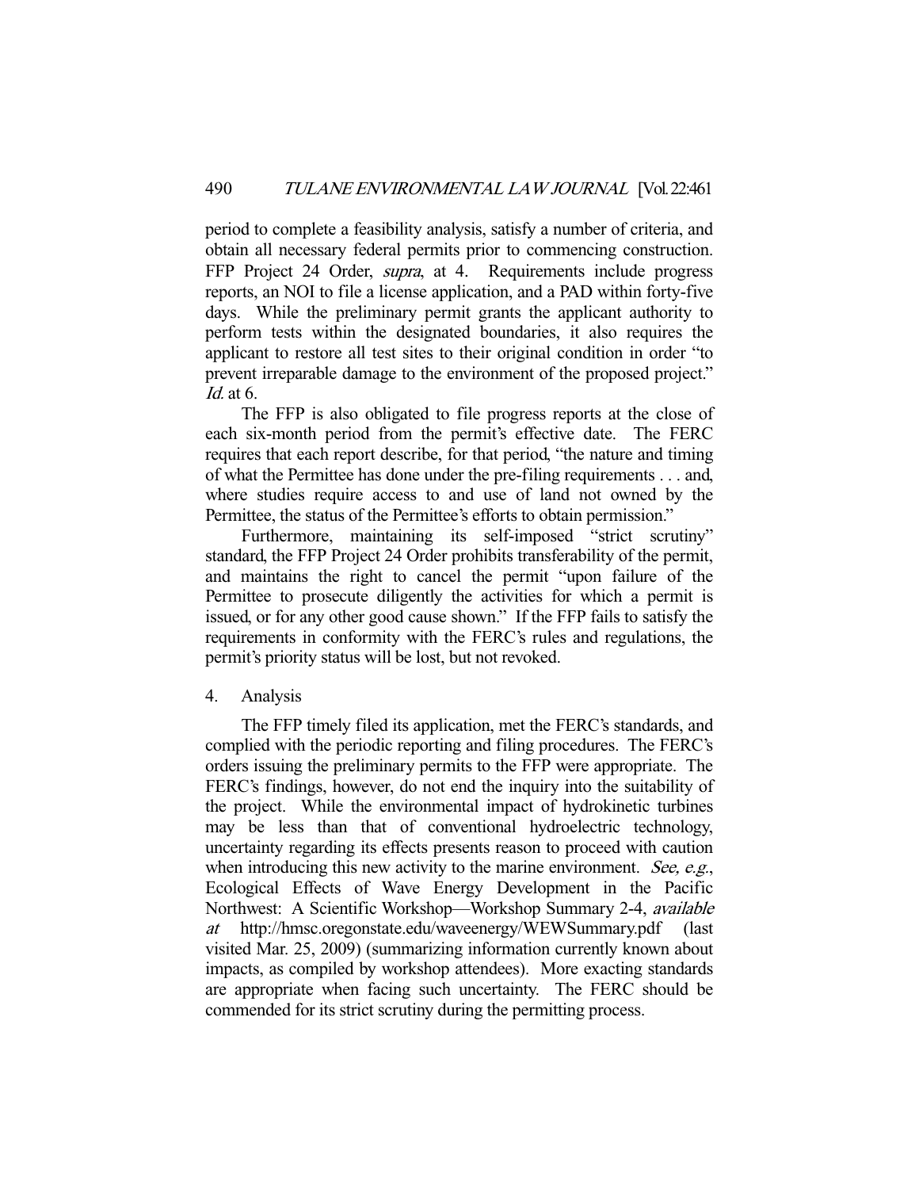period to complete a feasibility analysis, satisfy a number of criteria, and obtain all necessary federal permits prior to commencing construction. FFP Project 24 Order, *supra*, at 4. Requirements include progress reports, an NOI to file a license application, and a PAD within forty-five days. While the preliminary permit grants the applicant authority to perform tests within the designated boundaries, it also requires the applicant to restore all test sites to their original condition in order "to prevent irreparable damage to the environment of the proposed project." *Id.* at 6.

The FFP is also obligated to file progress reports at the close of each six-month period from the permit's effective date. The FERC requires that each report describe, for that period, "the nature and timing of what the Permittee has done under the pre-filing requirements . . . and, where studies require access to and use of land not owned by the Permittee, the status of the Permittee's efforts to obtain permission."

Furthermore, maintaining its self-imposed "strict scrutiny" standard, the FFP Project 24 Order prohibits transferability of the permit, and maintains the right to cancel the permit "upon failure of the Permittee to prosecute diligently the activities for which a permit is issued, or for any other good cause shown." If the FFP fails to satisfy the requirements in conformity with the FERC's rules and regulations, the permit's priority status will be lost, but not revoked.

4. Analysis

The FFP timely filed its application, met the FERC's standards, and complied with the periodic reporting and filing procedures. The FERC's orders issuing the preliminary permits to the FFP were appropriate. The FERC's findings, however, do not end the inquiry into the suitability of the project. While the environmental impact of hydrokinetic turbines may be less than that of conventional hydroelectric technology, uncertainty regarding its effects presents reason to proceed with caution when introducing this new activity to the marine environment. *See, e.g.*, Ecological Effects of Wave Energy Development in the Pacific Northwest: A Scientific Workshop—Workshop Summary 2-4, *available at* http://hmsc.oregonstate.edu/waveenergy/WEWSummary.pdf (last visited Mar. 25, 2009) (summarizing information currently known about impacts, as compiled by workshop attendees). More exacting standards are appropriate when facing such uncertainty. The FERC should be commended for its strict scrutiny during the permitting process.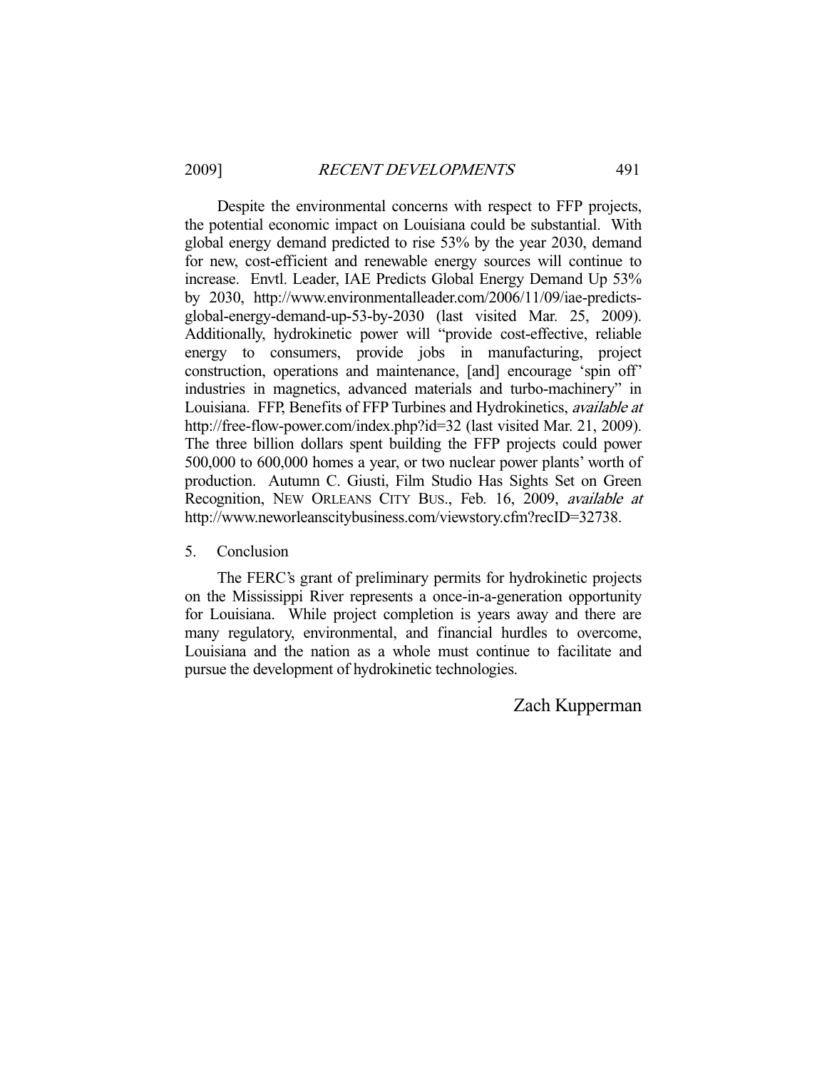Despite the environmental concerns with respect to FFP projects, the potential economic impact on Louisiana could be substantial. With global energy demand predicted to rise 53% by the year 2030, demand for new, cost-efficient and renewable energy sources will continue to increase. Envtl. Leader, IAE Predicts Global Energy Demand Up 53% by 2030, http://www.environmentalleader.com/2006/11/09/iae-predicts-global-energy-demand-up-53-by-2030 (last visited Mar. 25, 2009). Additionally, hydrokinetic power will "provide cost-effective, reliable energy to consumers, provide jobs in manufacturing, project construction, operations and maintenance, [and] encourage 'spin off' industries in magnetics, advanced materials and turbo-machinery" in Louisiana. FFP, Benefits of FFP Turbines and Hydrokinetics, *available at* http://free-flow-power.com/index.php?id=32 (last visited Mar. 21, 2009). The three billion dollars spent building the FFP projects could power 500,000 to 600,000 homes a year, or two nuclear power plants' worth of production. Autumn C. Giusti, Film Studio Has Sights Set on Green Recognition, NEW ORLEANS CITY BUS., Feb. 16, 2009, *available at* http://www.neworleanscitybusiness.com/viewstory.cfm?recID=32738.

5. Conclusion

The FERC's grant of preliminary permits for hydrokinetic projects on the Mississippi River represents a once-in-a-generation opportunity for Louisiana. While project completion is years away and there are many regulatory, environmental, and financial hurdles to overcome, Louisiana and the nation as a whole must continue to facilitate and pursue the development of hydrokinetic technologies.

Zach Kupperman